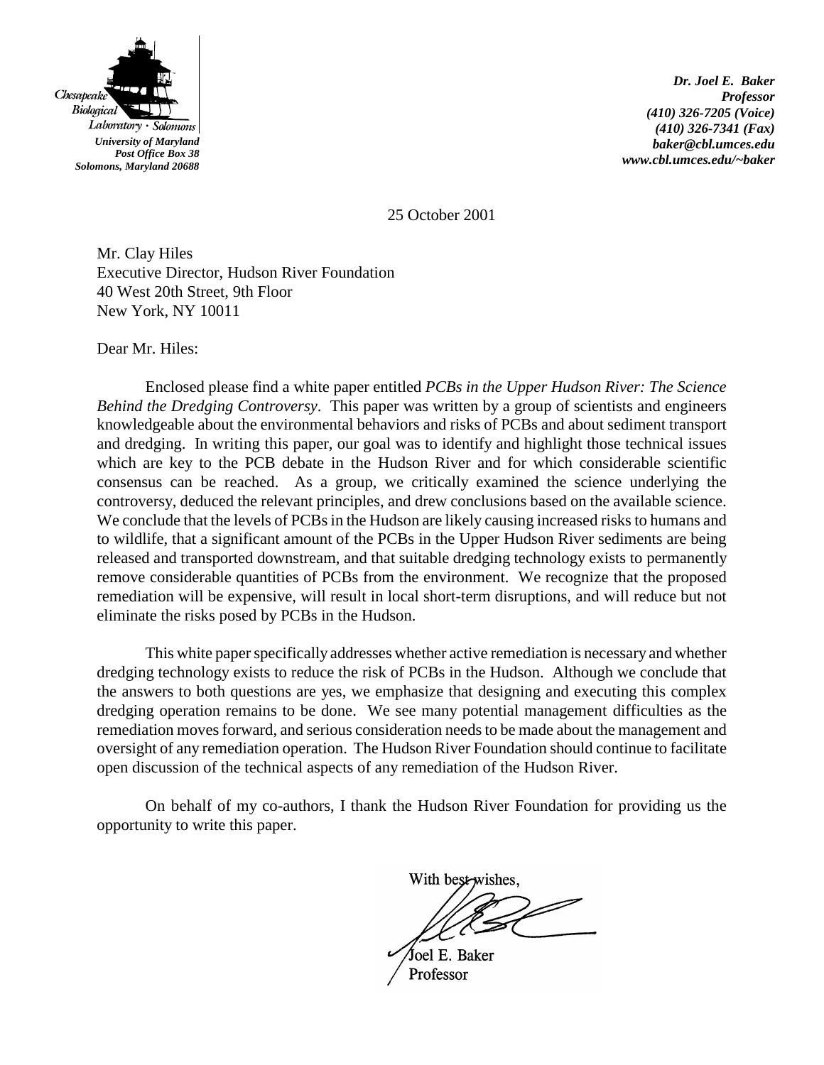Chesapeake Biological Laboratory · Solomons

*University of Maryland*
*Post Office Box 38*
*Solomons, Maryland 20688*

***Dr. Joel E. Baker***
***Professor***
***(410) 326-7205 (Voice)***
***(410) 326-7341 (Fax)***
***baker@cbl.umces.edu***
***www.cbl.umces.edu/~baker***

25 October 2001

Mr. Clay Hiles
Executive Director, Hudson River Foundation
40 West 20th Street, 9th Floor
New York, NY 10011

Dear Mr. Hiles:

Enclosed please find a white paper entitled *PCBs in the Upper Hudson River: The Science Behind the Dredging Controversy*. This paper was written by a group of scientists and engineers knowledgeable about the environmental behaviors and risks of PCBs and about sediment transport and dredging. In writing this paper, our goal was to identify and highlight those technical issues which are key to the PCB debate in the Hudson River and for which considerable scientific consensus can be reached. As a group, we critically examined the science underlying the controversy, deduced the relevant principles, and drew conclusions based on the available science. We conclude that the levels of PCBs in the Hudson are likely causing increased risks to humans and to wildlife, that a significant amount of the PCBs in the Upper Hudson River sediments are being released and transported downstream, and that suitable dredging technology exists to permanently remove considerable quantities of PCBs from the environment. We recognize that the proposed remediation will be expensive, will result in local short-term disruptions, and will reduce but not eliminate the risks posed by PCBs in the Hudson.

This white paper specifically addresses whether active remediation is necessary and whether dredging technology exists to reduce the risk of PCBs in the Hudson. Although we conclude that the answers to both questions are yes, we emphasize that designing and executing this complex dredging operation remains to be done. We see many potential management difficulties as the remediation moves forward, and serious consideration needs to be made about the management and oversight of any remediation operation. The Hudson River Foundation should continue to facilitate open discussion of the technical aspects of any remediation of the Hudson River.

On behalf of my co-authors, I thank the Hudson River Foundation for providing us the opportunity to write this paper.

With best wishes,

Joel E. Baker
Professor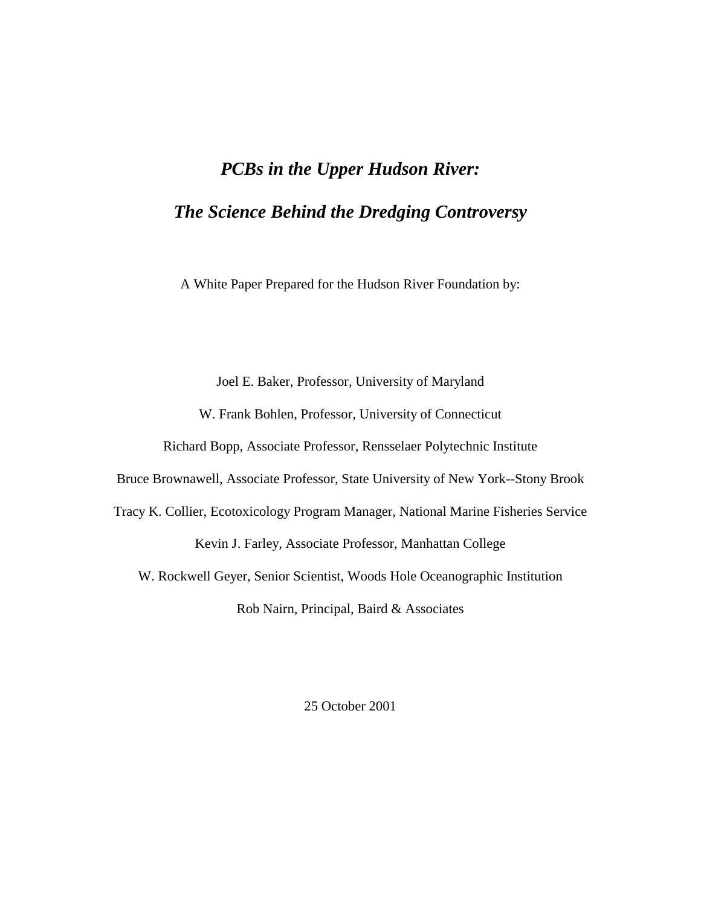# *PCBs in the Upper Hudson River:*

# *The Science Behind the Dredging Controversy*

A White Paper Prepared for the Hudson River Foundation by:

Joel E. Baker, Professor, University of Maryland

W. Frank Bohlen, Professor, University of Connecticut

Richard Bopp, Associate Professor, Rensselaer Polytechnic Institute

Bruce Brownawell, Associate Professor, State University of New York--Stony Brook

Tracy K. Collier, Ecotoxicology Program Manager, National Marine Fisheries Service

Kevin J. Farley, Associate Professor, Manhattan College

W. Rockwell Geyer, Senior Scientist, Woods Hole Oceanographic Institution

Rob Nairn, Principal, Baird & Associates

25 October 2001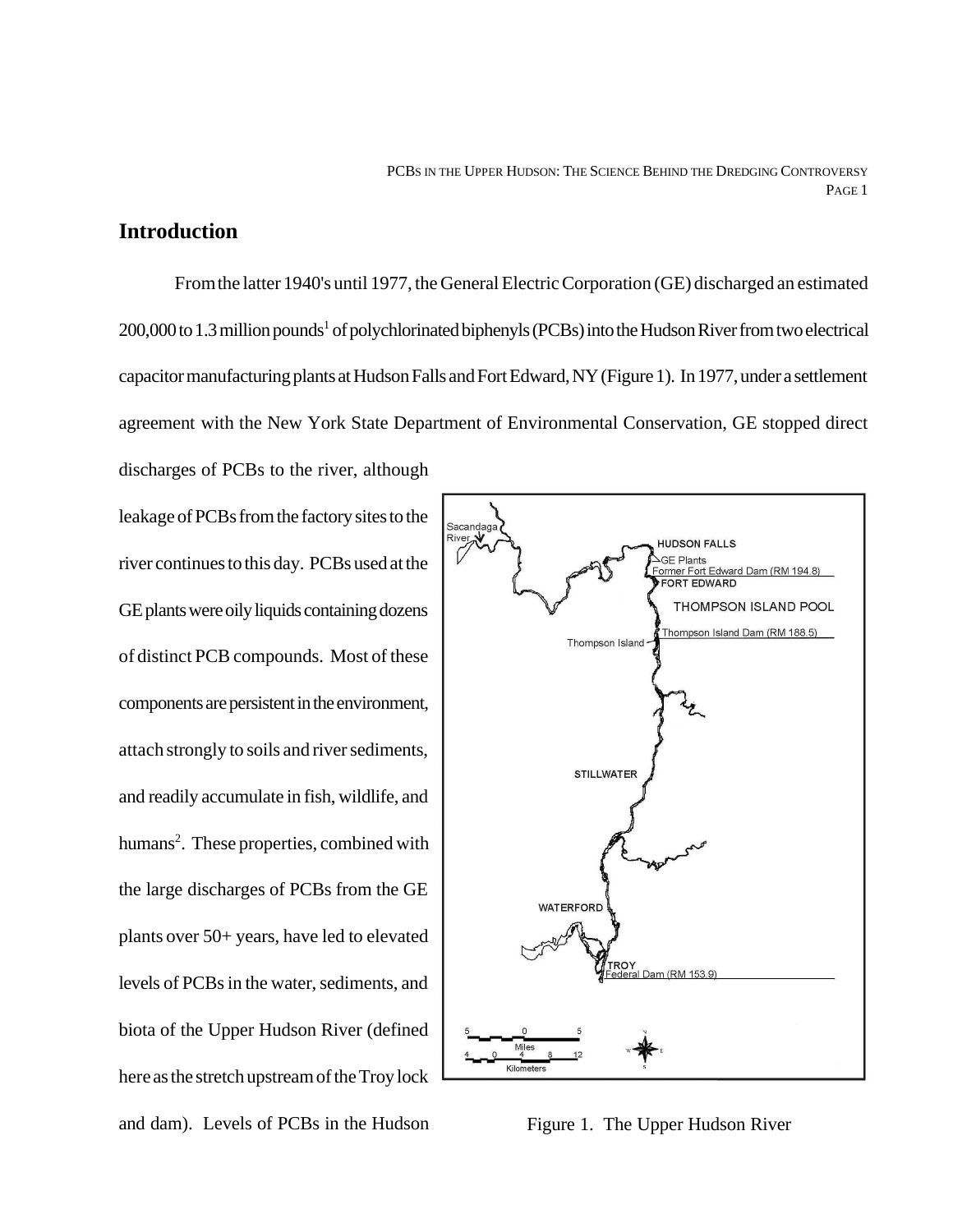## Introduction

From the latter 1940's until 1977, the General Electric Corporation (GE) discharged an estimated 200,000 to 1.3 million pounds[1] of polychlorinated biphenyls (PCBs) into the Hudson River from two electrical capacitor manufacturing plants at Hudson Falls and Fort Edward, NY (Figure 1). In 1977, under a settlement agreement with the New York State Department of Environmental Conservation, GE stopped direct discharges of PCBs to the river, although leakage of PCBs from the factory sites to the river continues to this day. PCBs used at the GE plants were oily liquids containing dozens of distinct PCB compounds. Most of these components are persistent in the environment, attach strongly to soils and river sediments, and readily accumulate in fish, wildlife, and humans[2]. These properties, combined with the large discharges of PCBs from the GE plants over 50+ years, have led to elevated levels of PCBs in the water, sediments, and biota of the Upper Hudson River (defined here as the stretch upstream of the Troy lock and dam). Levels of PCBs in the Hudson

Figure 1. The Upper Hudson River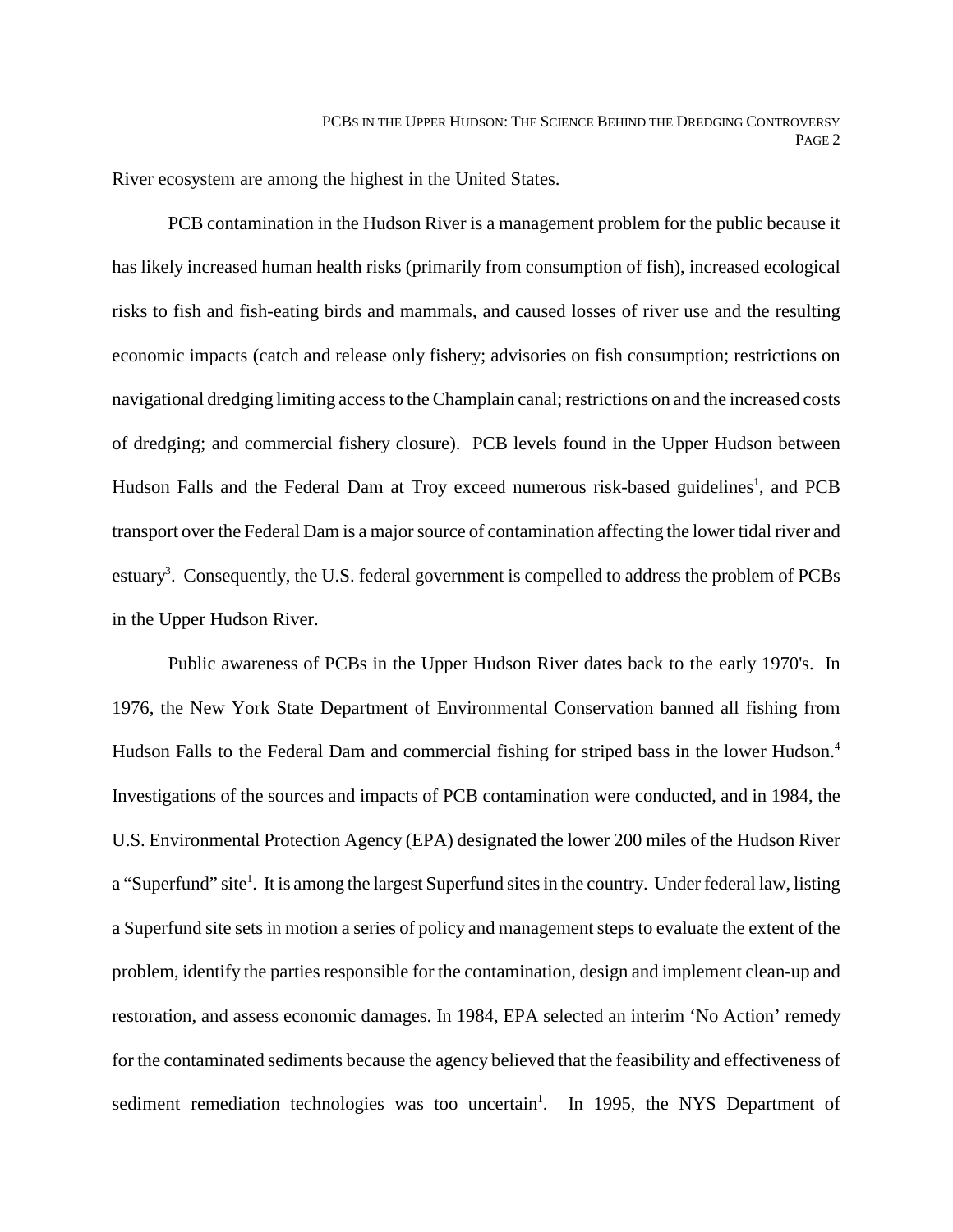River ecosystem are among the highest in the United States.

PCB contamination in the Hudson River is a management problem for the public because it has likely increased human health risks (primarily from consumption of fish), increased ecological risks to fish and fish-eating birds and mammals, and caused losses of river use and the resulting economic impacts (catch and release only fishery; advisories on fish consumption; restrictions on navigational dredging limiting access to the Champlain canal; restrictions on and the increased costs of dredging; and commercial fishery closure). PCB levels found in the Upper Hudson between Hudson Falls and the Federal Dam at Troy exceed numerous risk-based guidelines[1], and PCB transport over the Federal Dam is a major source of contamination affecting the lower tidal river and estuary[3]. Consequently, the U.S. federal government is compelled to address the problem of PCBs in the Upper Hudson River.

Public awareness of PCBs in the Upper Hudson River dates back to the early 1970's. In 1976, the New York State Department of Environmental Conservation banned all fishing from Hudson Falls to the Federal Dam and commercial fishing for striped bass in the lower Hudson.[4] Investigations of the sources and impacts of PCB contamination were conducted, and in 1984, the U.S. Environmental Protection Agency (EPA) designated the lower 200 miles of the Hudson River a "Superfund" site[1]. It is among the largest Superfund sites in the country. Under federal law, listing a Superfund site sets in motion a series of policy and management steps to evaluate the extent of the problem, identify the parties responsible for the contamination, design and implement clean-up and restoration, and assess economic damages. In 1984, EPA selected an interim 'No Action' remedy for the contaminated sediments because the agency believed that the feasibility and effectiveness of sediment remediation technologies was too uncertain[1]. In 1995, the NYS Department of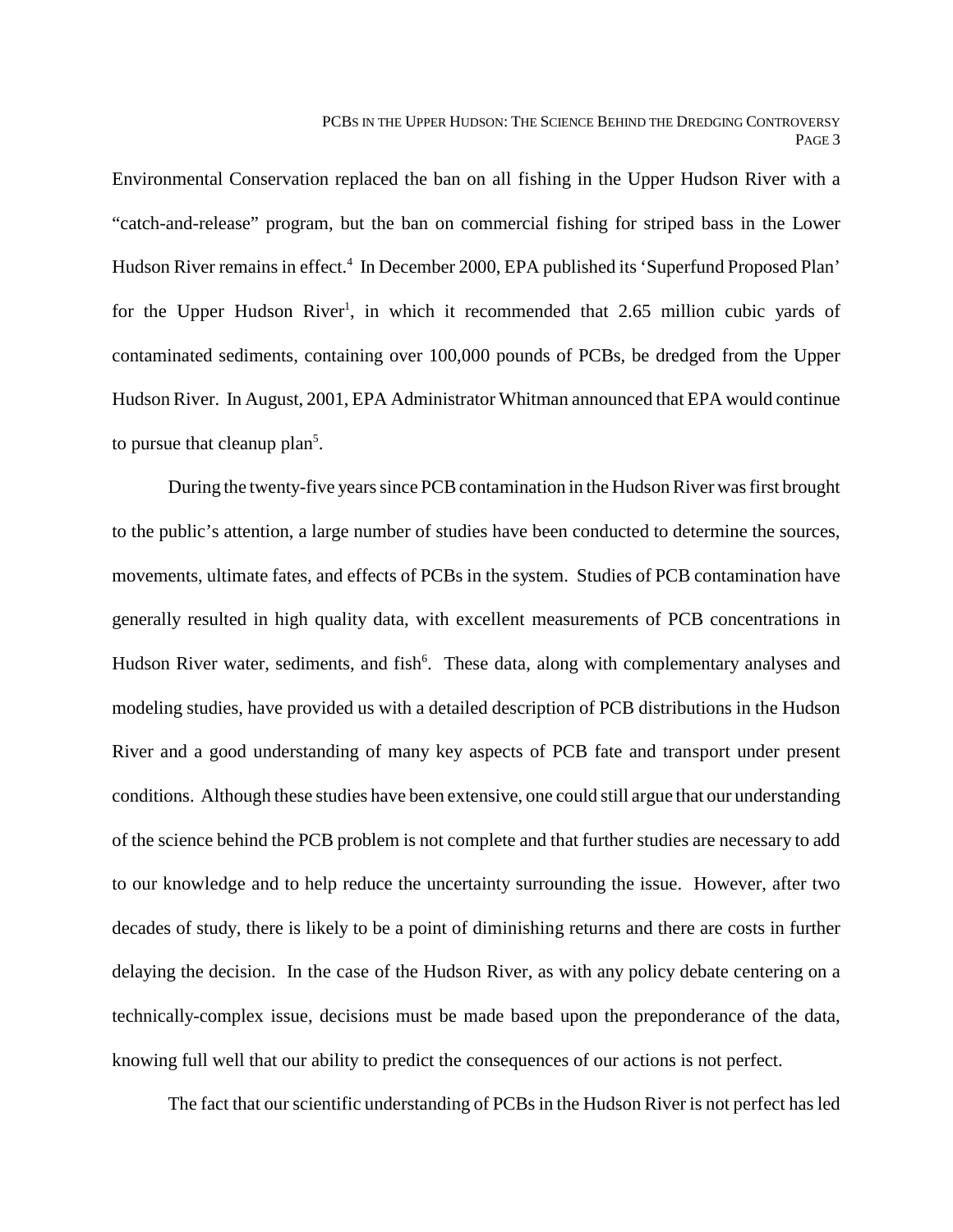Environmental Conservation replaced the ban on all fishing in the Upper Hudson River with a "catch-and-release" program, but the ban on commercial fishing for striped bass in the Lower Hudson River remains in effect.[4] In December 2000, EPA published its 'Superfund Proposed Plan' for the Upper Hudson River[1], in which it recommended that 2.65 million cubic yards of contaminated sediments, containing over 100,000 pounds of PCBs, be dredged from the Upper Hudson River. In August, 2001, EPA Administrator Whitman announced that EPA would continue to pursue that cleanup plan[5].

During the twenty-five years since PCB contamination in the Hudson River was first brought to the public's attention, a large number of studies have been conducted to determine the sources, movements, ultimate fates, and effects of PCBs in the system. Studies of PCB contamination have generally resulted in high quality data, with excellent measurements of PCB concentrations in Hudson River water, sediments, and fish[6]. These data, along with complementary analyses and modeling studies, have provided us with a detailed description of PCB distributions in the Hudson River and a good understanding of many key aspects of PCB fate and transport under present conditions. Although these studies have been extensive, one could still argue that our understanding of the science behind the PCB problem is not complete and that further studies are necessary to add to our knowledge and to help reduce the uncertainty surrounding the issue. However, after two decades of study, there is likely to be a point of diminishing returns and there are costs in further delaying the decision. In the case of the Hudson River, as with any policy debate centering on a technically-complex issue, decisions must be made based upon the preponderance of the data, knowing full well that our ability to predict the consequences of our actions is not perfect.

The fact that our scientific understanding of PCBs in the Hudson River is not perfect has led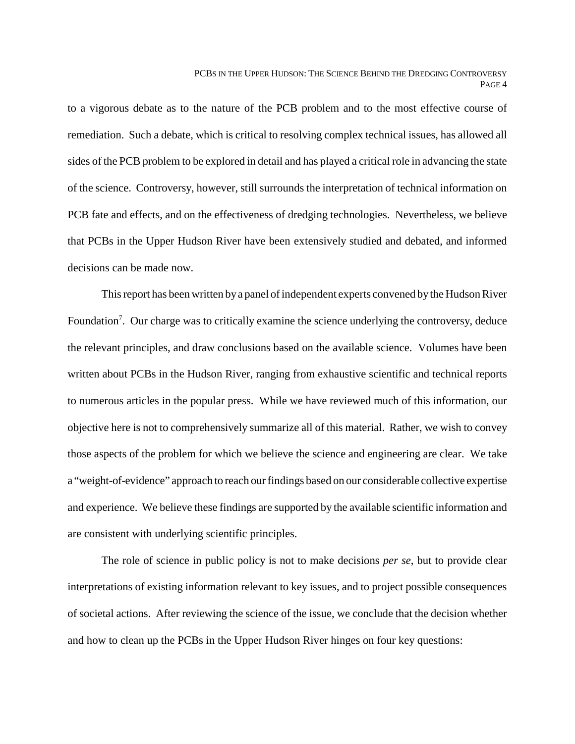to a vigorous debate as to the nature of the PCB problem and to the most effective course of remediation. Such a debate, which is critical to resolving complex technical issues, has allowed all sides of the PCB problem to be explored in detail and has played a critical role in advancing the state of the science. Controversy, however, still surrounds the interpretation of technical information on PCB fate and effects, and on the effectiveness of dredging technologies. Nevertheless, we believe that PCBs in the Upper Hudson River have been extensively studied and debated, and informed decisions can be made now.

This report has been written by a panel of independent experts convened by the Hudson River Foundation[7]. Our charge was to critically examine the science underlying the controversy, deduce the relevant principles, and draw conclusions based on the available science. Volumes have been written about PCBs in the Hudson River, ranging from exhaustive scientific and technical reports to numerous articles in the popular press. While we have reviewed much of this information, our objective here is not to comprehensively summarize all of this material. Rather, we wish to convey those aspects of the problem for which we believe the science and engineering are clear. We take a "weight-of-evidence" approach to reach our findings based on our considerable collective expertise and experience. We believe these findings are supported by the available scientific information and are consistent with underlying scientific principles.

The role of science in public policy is not to make decisions *per se*, but to provide clear interpretations of existing information relevant to key issues, and to project possible consequences of societal actions. After reviewing the science of the issue, we conclude that the decision whether and how to clean up the PCBs in the Upper Hudson River hinges on four key questions: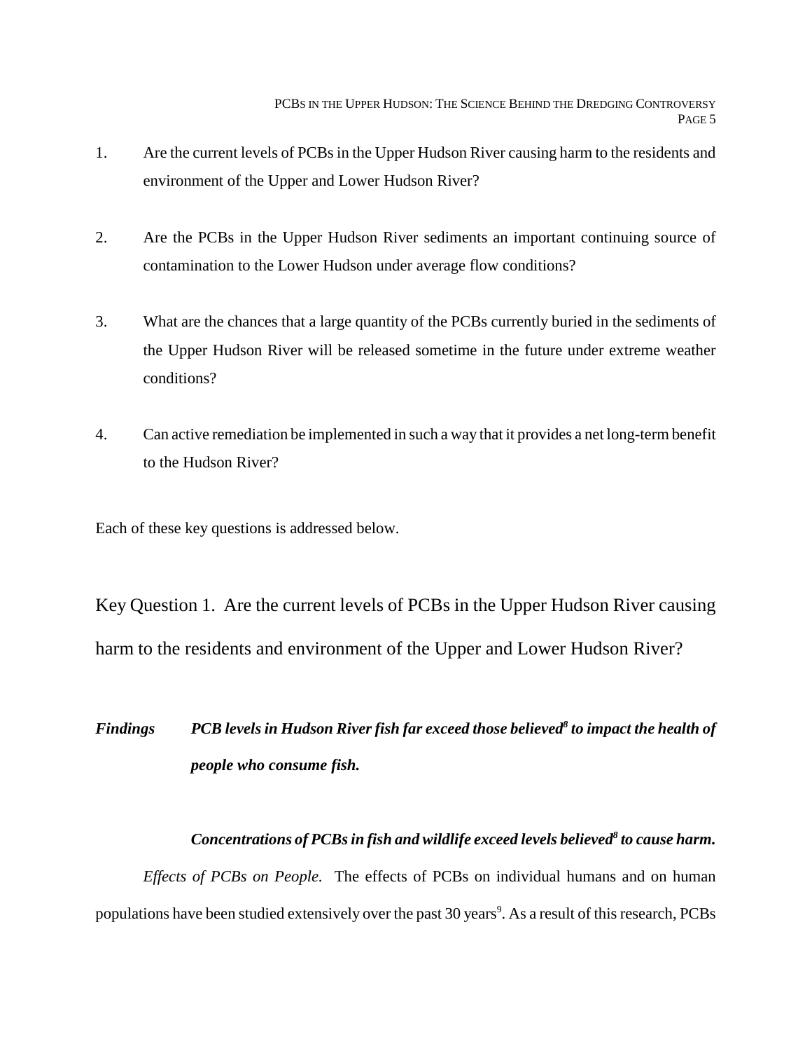1. Are the current levels of PCBs in the Upper Hudson River causing harm to the residents and environment of the Upper and Lower Hudson River?

2. Are the PCBs in the Upper Hudson River sediments an important continuing source of contamination to the Lower Hudson under average flow conditions?

3. What are the chances that a large quantity of the PCBs currently buried in the sediments of the Upper Hudson River will be released sometime in the future under extreme weather conditions?

4. Can active remediation be implemented in such a way that it provides a net long-term benefit to the Hudson River?

Each of these key questions is addressed below.

## Key Question 1. Are the current levels of PCBs in the Upper Hudson River causing harm to the residents and environment of the Upper and Lower Hudson River?

***Findings*** ***PCB levels in Hudson River fish far exceed those believed[8] to impact the health of people who consume fish.***

***Concentrations of PCBs in fish and wildlife exceed levels believed[8] to cause harm.***

*Effects of PCBs on People.* The effects of PCBs on individual humans and on human populations have been studied extensively over the past 30 years[9]. As a result of this research, PCBs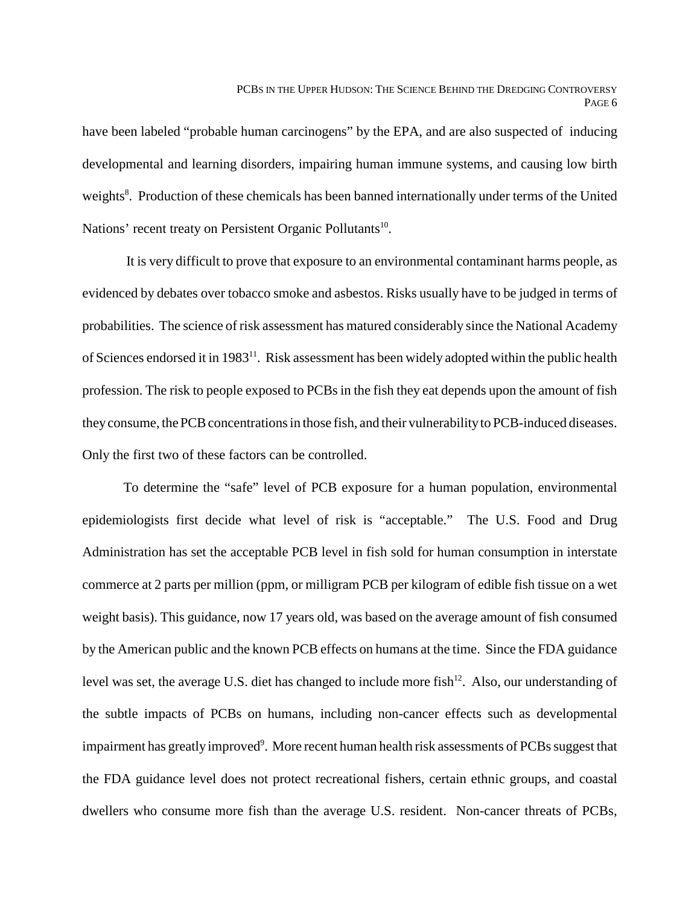have been labeled "probable human carcinogens" by the EPA, and are also suspected of inducing developmental and learning disorders, impairing human immune systems, and causing low birth weights[8]. Production of these chemicals has been banned internationally under terms of the United Nations' recent treaty on Persistent Organic Pollutants[10].

It is very difficult to prove that exposure to an environmental contaminant harms people, as evidenced by debates over tobacco smoke and asbestos. Risks usually have to be judged in terms of probabilities. The science of risk assessment has matured considerably since the National Academy of Sciences endorsed it in 1983[11]. Risk assessment has been widely adopted within the public health profession. The risk to people exposed to PCBs in the fish they eat depends upon the amount of fish they consume, the PCB concentrations in those fish, and their vulnerability to PCB-induced diseases. Only the first two of these factors can be controlled.

To determine the "safe" level of PCB exposure for a human population, environmental epidemiologists first decide what level of risk is "acceptable." The U.S. Food and Drug Administration has set the acceptable PCB level in fish sold for human consumption in interstate commerce at 2 parts per million (ppm, or milligram PCB per kilogram of edible fish tissue on a wet weight basis). This guidance, now 17 years old, was based on the average amount of fish consumed by the American public and the known PCB effects on humans at the time. Since the FDA guidance level was set, the average U.S. diet has changed to include more fish[12]. Also, our understanding of the subtle impacts of PCBs on humans, including non-cancer effects such as developmental impairment has greatly improved[9]. More recent human health risk assessments of PCBs suggest that the FDA guidance level does not protect recreational fishers, certain ethnic groups, and coastal dwellers who consume more fish than the average U.S. resident. Non-cancer threats of PCBs,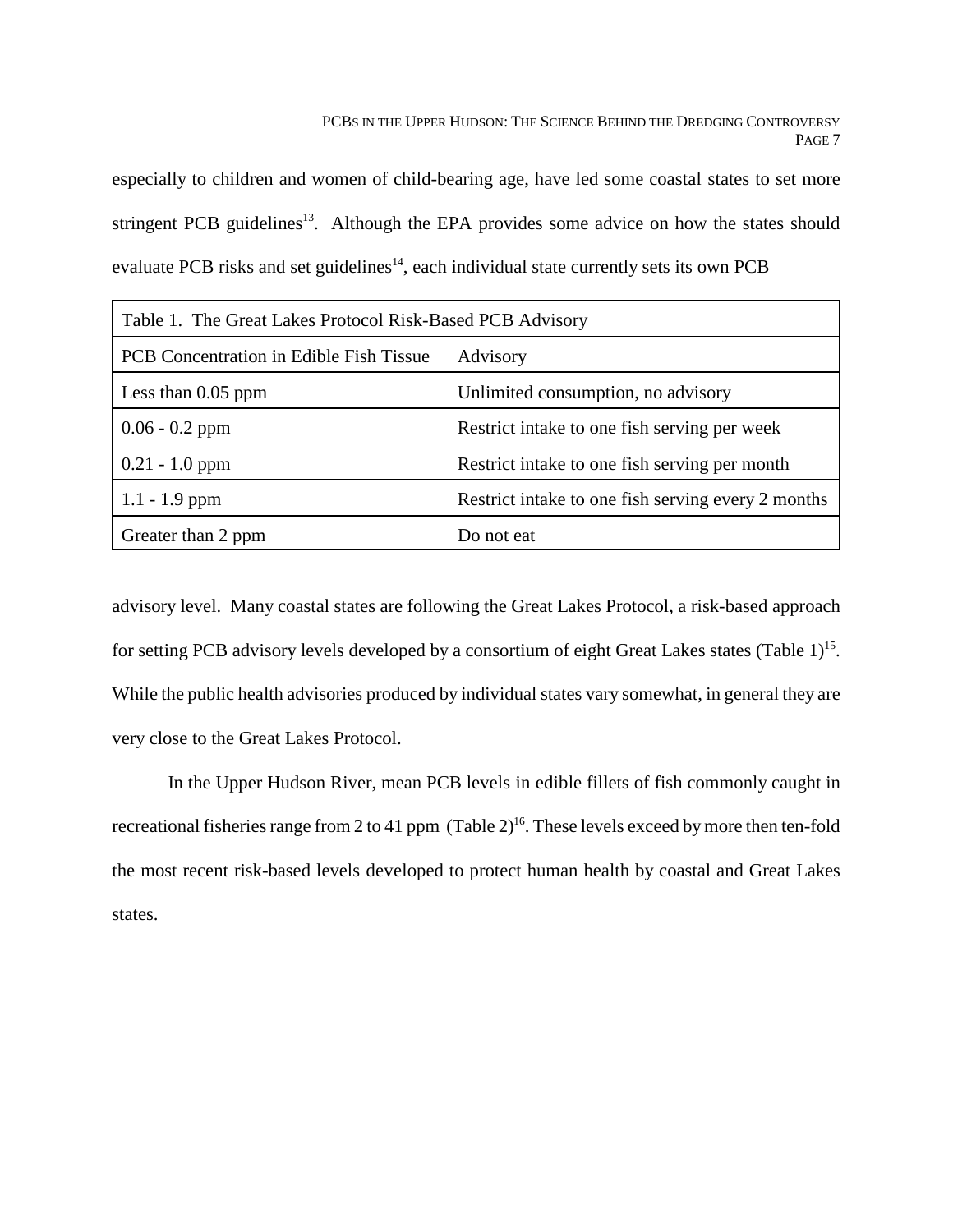especially to children and women of child-bearing age, have led some coastal states to set more stringent PCB guidelines[13]. Although the EPA provides some advice on how the states should evaluate PCB risks and set guidelines[14], each individual state currently sets its own PCB advisory level. Many coastal states are following the Great Lakes Protocol, a risk-based approach for setting PCB advisory levels developed by a consortium of eight Great Lakes states (Table 1)[15]. While the public health advisories produced by individual states vary somewhat, in general they are very close to the Great Lakes Protocol.

Table 1. The Great Lakes Protocol Risk-Based PCB Advisory

| PCB Concentration in Edible Fish Tissue | Advisory |
|---|---|
| Less than 0.05 ppm | Unlimited consumption, no advisory |
| 0.06 - 0.2 ppm | Restrict intake to one fish serving per week |
| 0.21 - 1.0 ppm | Restrict intake to one fish serving per month |
| 1.1 - 1.9 ppm | Restrict intake to one fish serving every 2 months |
| Greater than 2 ppm | Do not eat |

In the Upper Hudson River, mean PCB levels in edible fillets of fish commonly caught in recreational fisheries range from 2 to 41 ppm (Table 2)[16]. These levels exceed by more then ten-fold the most recent risk-based levels developed to protect human health by coastal and Great Lakes states.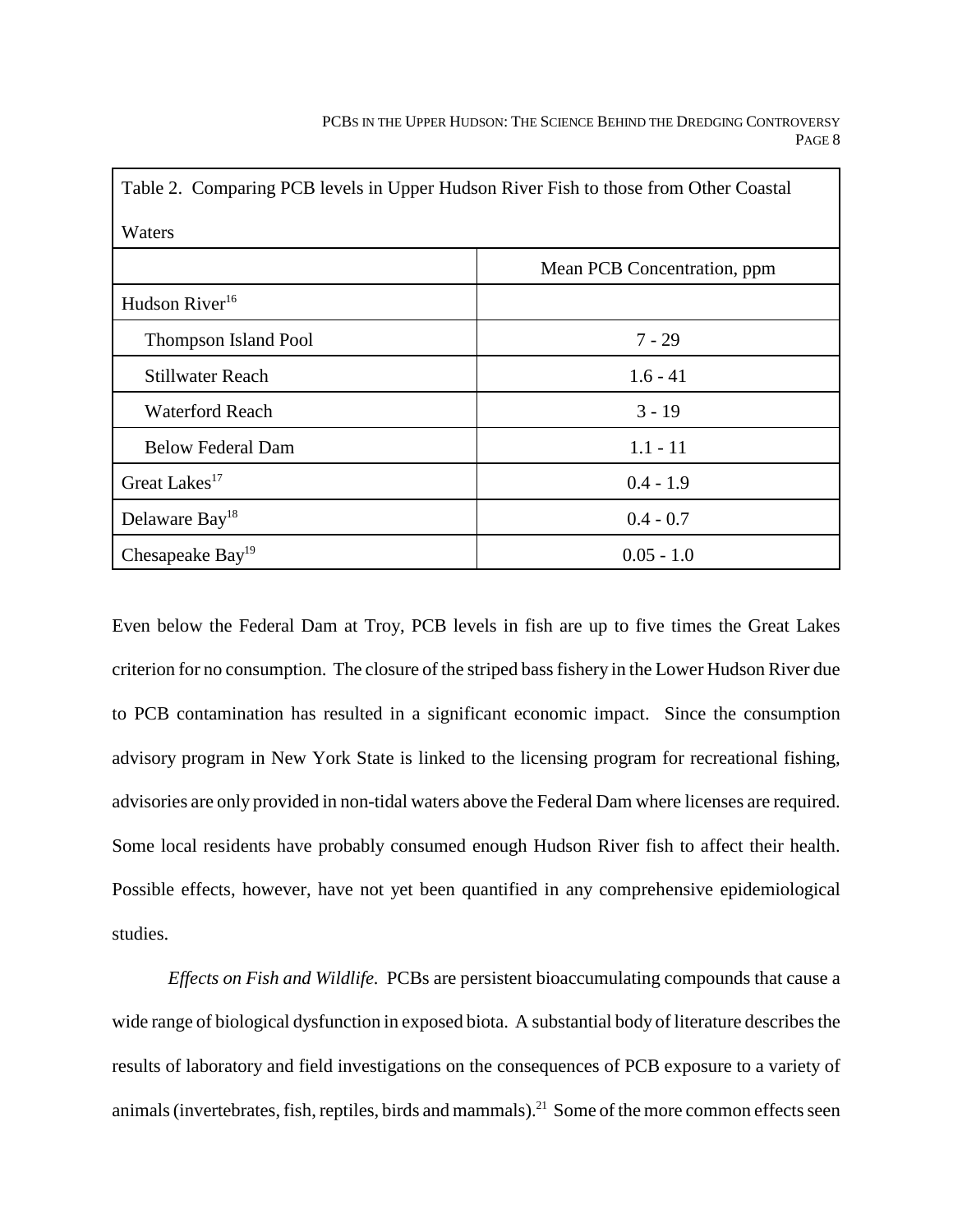Table 2. Comparing PCB levels in Upper Hudson River Fish to those from Other Coastal Waters

| | Mean PCB Concentration, ppm |
|---|---|
| Hudson River[16] | |
| Thompson Island Pool | 7 - 29 |
| Stillwater Reach | 1.6 - 41 |
| Waterford Reach | 3 - 19 |
| Below Federal Dam | 1.1 - 11 |
| Great Lakes[17] | 0.4 - 1.9 |
| Delaware Bay[18] | 0.4 - 0.7 |
| Chesapeake Bay[19] | 0.05 - 1.0 |

Even below the Federal Dam at Troy, PCB levels in fish are up to five times the Great Lakes criterion for no consumption. The closure of the striped bass fishery in the Lower Hudson River due to PCB contamination has resulted in a significant economic impact. Since the consumption advisory program in New York State is linked to the licensing program for recreational fishing, advisories are only provided in non-tidal waters above the Federal Dam where licenses are required. Some local residents have probably consumed enough Hudson River fish to affect their health. Possible effects, however, have not yet been quantified in any comprehensive epidemiological studies.

*Effects on Fish and Wildlife.* PCBs are persistent bioaccumulating compounds that cause a wide range of biological dysfunction in exposed biota. A substantial body of literature describes the results of laboratory and field investigations on the consequences of PCB exposure to a variety of animals (invertebrates, fish, reptiles, birds and mammals).[21] Some of the more common effects seen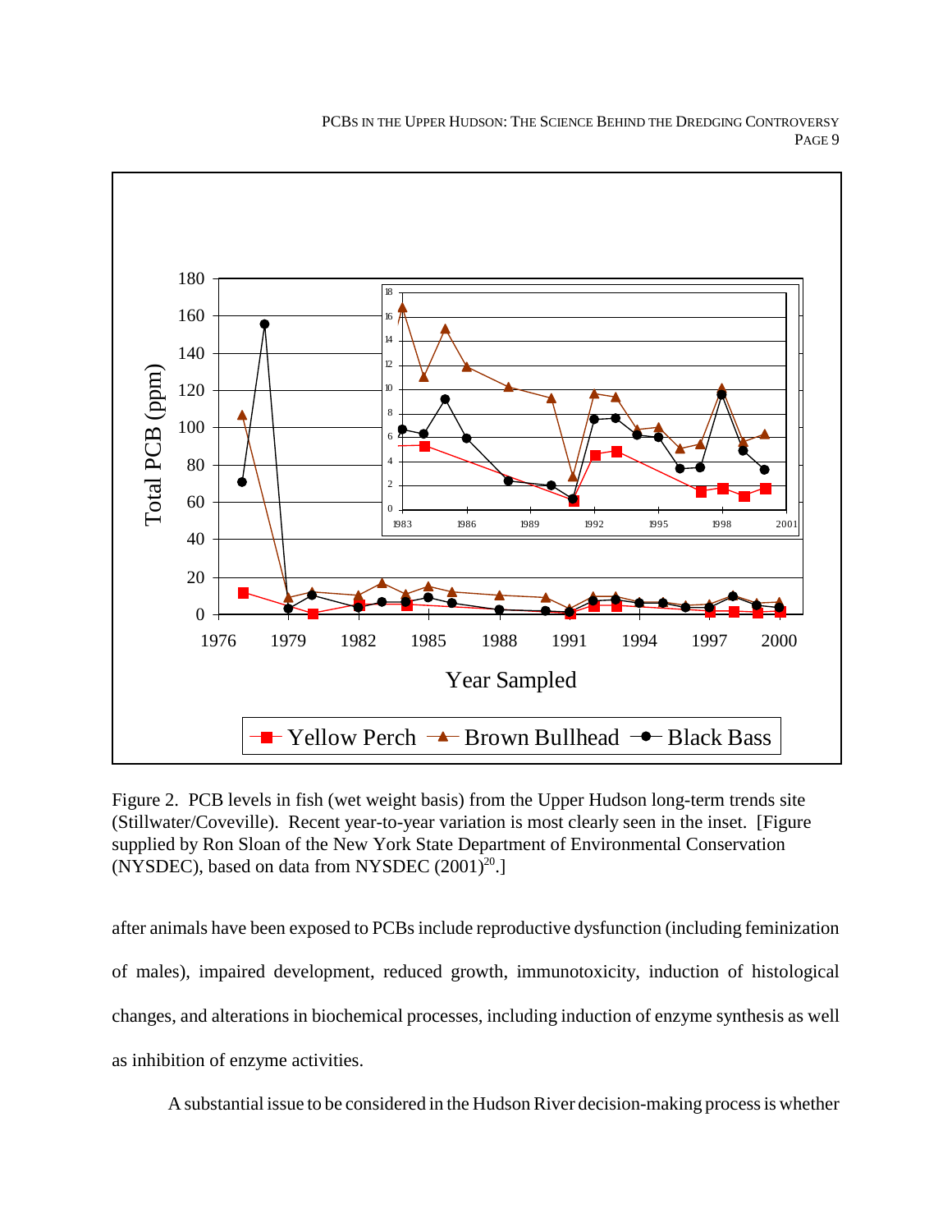Figure 2. PCB levels in fish (wet weight basis) from the Upper Hudson long-term trends site (Stillwater/Coveville). Recent year-to-year variation is most clearly seen in the inset. [Figure supplied by Ron Sloan of the New York State Department of Environmental Conservation (NYSDEC), based on data from NYSDEC (2001)[20].]

after animals have been exposed to PCBs include reproductive dysfunction (including feminization of males), impaired development, reduced growth, immunotoxicity, induction of histological changes, and alterations in biochemical processes, including induction of enzyme synthesis as well as inhibition of enzyme activities.

A substantial issue to be considered in the Hudson River decision-making process is whether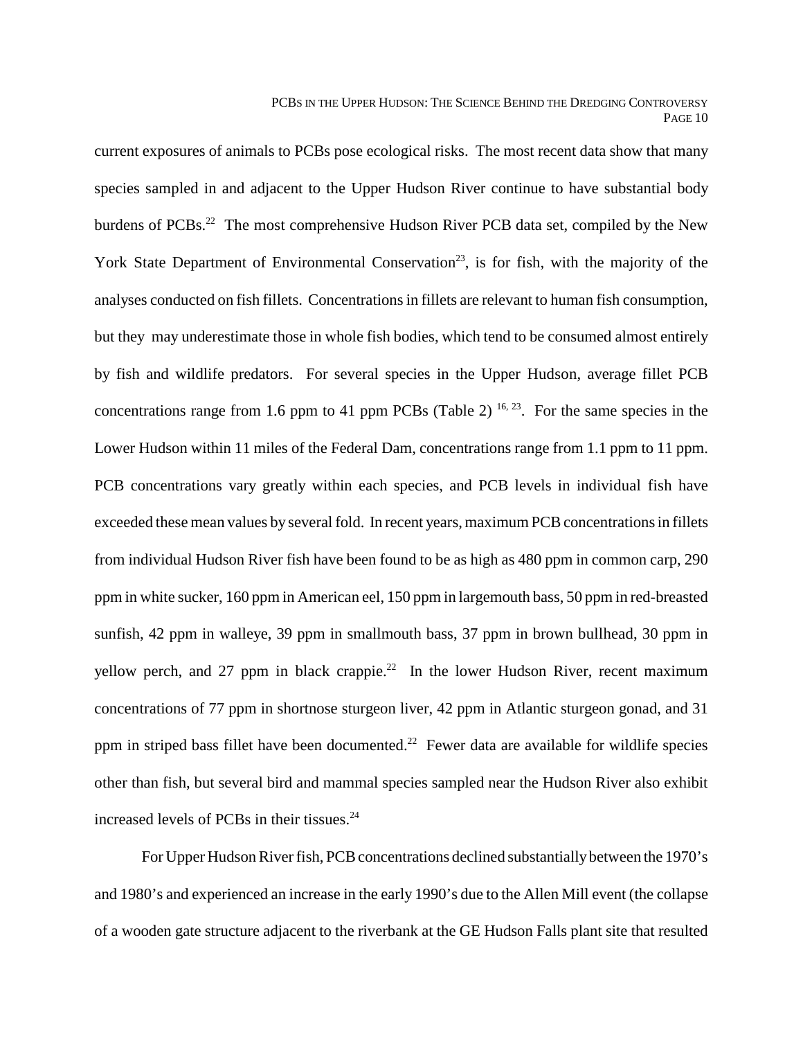current exposures of animals to PCBs pose ecological risks. The most recent data show that many species sampled in and adjacent to the Upper Hudson River continue to have substantial body burdens of PCBs.[22] The most comprehensive Hudson River PCB data set, compiled by the New York State Department of Environmental Conservation[23], is for fish, with the majority of the analyses conducted on fish fillets. Concentrations in fillets are relevant to human fish consumption, but they may underestimate those in whole fish bodies, which tend to be consumed almost entirely by fish and wildlife predators. For several species in the Upper Hudson, average fillet PCB concentrations range from 1.6 ppm to 41 ppm PCBs (Table 2) [16, 23]. For the same species in the Lower Hudson within 11 miles of the Federal Dam, concentrations range from 1.1 ppm to 11 ppm. PCB concentrations vary greatly within each species, and PCB levels in individual fish have exceeded these mean values by several fold. In recent years, maximum PCB concentrations in fillets from individual Hudson River fish have been found to be as high as 480 ppm in common carp, 290 ppm in white sucker, 160 ppm in American eel, 150 ppm in largemouth bass, 50 ppm in red-breasted sunfish, 42 ppm in walleye, 39 ppm in smallmouth bass, 37 ppm in brown bullhead, 30 ppm in yellow perch, and 27 ppm in black crappie.[22] In the lower Hudson River, recent maximum concentrations of 77 ppm in shortnose sturgeon liver, 42 ppm in Atlantic sturgeon gonad, and 31 ppm in striped bass fillet have been documented.[22] Fewer data are available for wildlife species other than fish, but several bird and mammal species sampled near the Hudson River also exhibit increased levels of PCBs in their tissues.[24]

For Upper Hudson River fish, PCB concentrations declined substantially between the 1970's and 1980's and experienced an increase in the early 1990's due to the Allen Mill event (the collapse of a wooden gate structure adjacent to the riverbank at the GE Hudson Falls plant site that resulted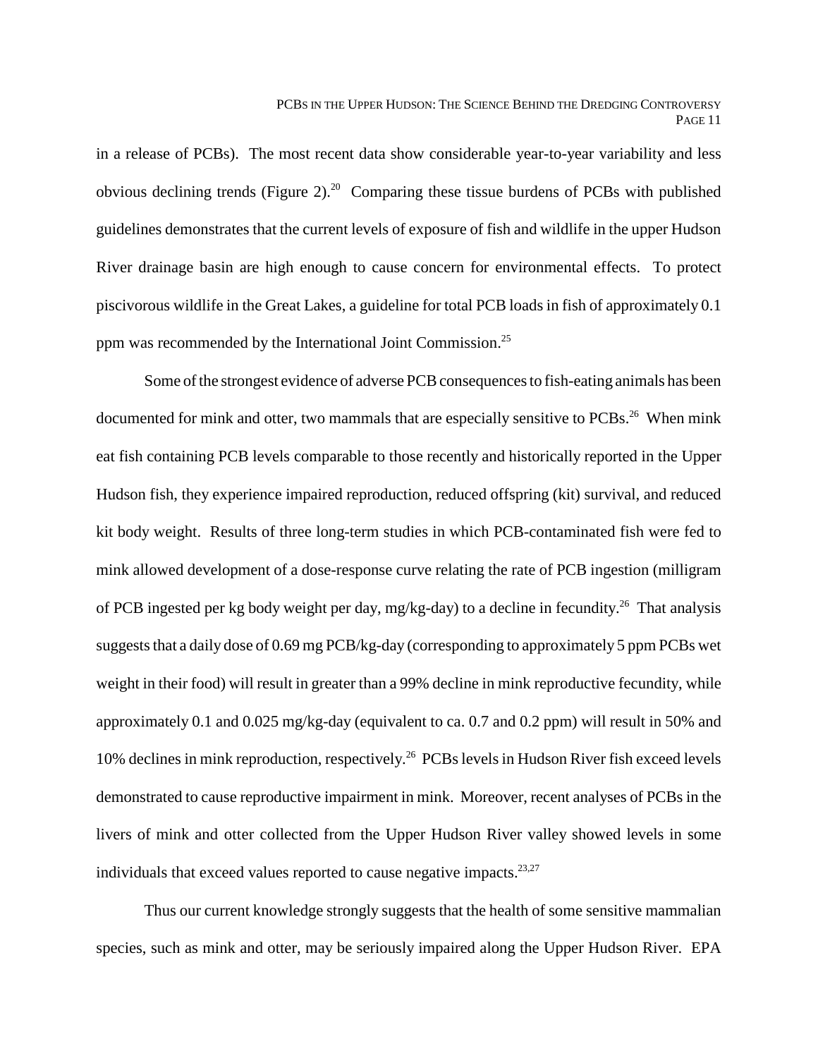in a release of PCBs). The most recent data show considerable year-to-year variability and less obvious declining trends (Figure 2).[20] Comparing these tissue burdens of PCBs with published guidelines demonstrates that the current levels of exposure of fish and wildlife in the upper Hudson River drainage basin are high enough to cause concern for environmental effects. To protect piscivorous wildlife in the Great Lakes, a guideline for total PCB loads in fish of approximately 0.1 ppm was recommended by the International Joint Commission.[25]

Some of the strongest evidence of adverse PCB consequences to fish-eating animals has been documented for mink and otter, two mammals that are especially sensitive to PCBs.[26] When mink eat fish containing PCB levels comparable to those recently and historically reported in the Upper Hudson fish, they experience impaired reproduction, reduced offspring (kit) survival, and reduced kit body weight. Results of three long-term studies in which PCB-contaminated fish were fed to mink allowed development of a dose-response curve relating the rate of PCB ingestion (milligram of PCB ingested per kg body weight per day, mg/kg-day) to a decline in fecundity.[26] That analysis suggests that a daily dose of 0.69 mg PCB/kg-day (corresponding to approximately 5 ppm PCBs wet weight in their food) will result in greater than a 99% decline in mink reproductive fecundity, while approximately 0.1 and 0.025 mg/kg-day (equivalent to ca. 0.7 and 0.2 ppm) will result in 50% and 10% declines in mink reproduction, respectively.[26] PCBs levels in Hudson River fish exceed levels demonstrated to cause reproductive impairment in mink. Moreover, recent analyses of PCBs in the livers of mink and otter collected from the Upper Hudson River valley showed levels in some individuals that exceed values reported to cause negative impacts.[23,27]

Thus our current knowledge strongly suggests that the health of some sensitive mammalian species, such as mink and otter, may be seriously impaired along the Upper Hudson River. EPA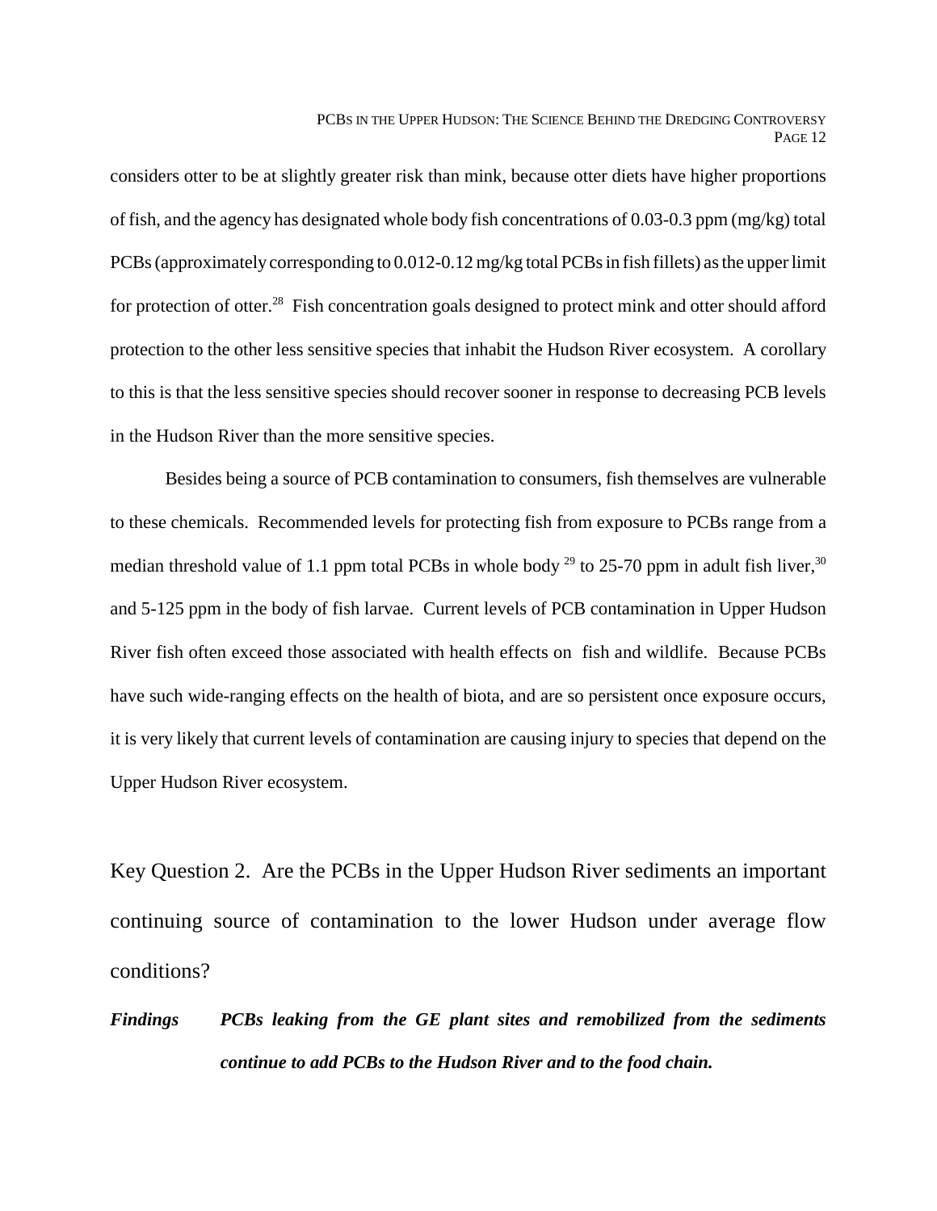considers otter to be at slightly greater risk than mink, because otter diets have higher proportions of fish, and the agency has designated whole body fish concentrations of 0.03-0.3 ppm (mg/kg) total PCBs (approximately corresponding to 0.012-0.12 mg/kg total PCBs in fish fillets) as the upper limit for protection of otter.[28] Fish concentration goals designed to protect mink and otter should afford protection to the other less sensitive species that inhabit the Hudson River ecosystem. A corollary to this is that the less sensitive species should recover sooner in response to decreasing PCB levels in the Hudson River than the more sensitive species.

Besides being a source of PCB contamination to consumers, fish themselves are vulnerable to these chemicals. Recommended levels for protecting fish from exposure to PCBs range from a median threshold value of 1.1 ppm total PCBs in whole body [29] to 25-70 ppm in adult fish liver,[30] and 5-125 ppm in the body of fish larvae. Current levels of PCB contamination in Upper Hudson River fish often exceed those associated with health effects on fish and wildlife. Because PCBs have such wide-ranging effects on the health of biota, and are so persistent once exposure occurs, it is very likely that current levels of contamination are causing injury to species that depend on the Upper Hudson River ecosystem.

## Key Question 2. Are the PCBs in the Upper Hudson River sediments an important continuing source of contamination to the lower Hudson under average flow conditions?

***Findings*** ***PCBs leaking from the GE plant sites and remobilized from the sediments continue to add PCBs to the Hudson River and to the food chain.***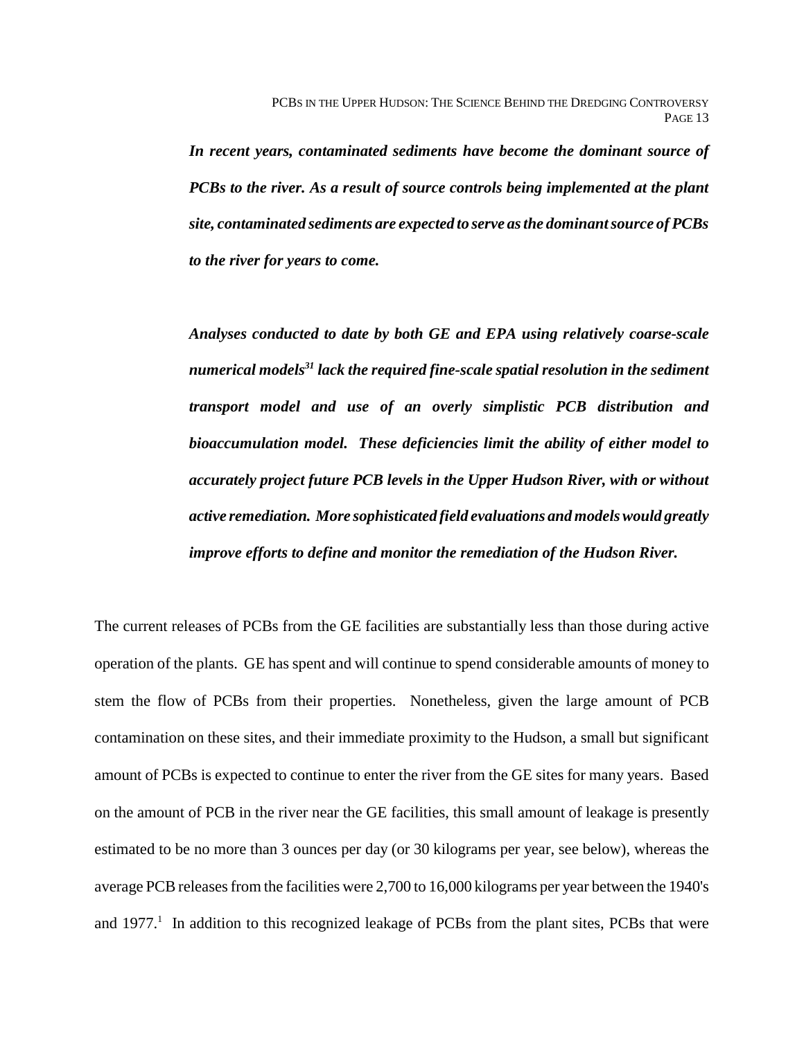***In recent years, contaminated sediments have become the dominant source of PCBs to the river. As a result of source controls being implemented at the plant site, contaminated sediments are expected to serve as the dominant source of PCBs to the river for years to come.***

***Analyses conducted to date by both GE and EPA using relatively coarse-scale numerical models[31] lack the required fine-scale spatial resolution in the sediment transport model and use of an overly simplistic PCB distribution and bioaccumulation model. These deficiencies limit the ability of either model to accurately project future PCB levels in the Upper Hudson River, with or without active remediation. More sophisticated field evaluations and models would greatly improve efforts to define and monitor the remediation of the Hudson River.***

The current releases of PCBs from the GE facilities are substantially less than those during active operation of the plants. GE has spent and will continue to spend considerable amounts of money to stem the flow of PCBs from their properties. Nonetheless, given the large amount of PCB contamination on these sites, and their immediate proximity to the Hudson, a small but significant amount of PCBs is expected to continue to enter the river from the GE sites for many years. Based on the amount of PCB in the river near the GE facilities, this small amount of leakage is presently estimated to be no more than 3 ounces per day (or 30 kilograms per year, see below), whereas the average PCB releases from the facilities were 2,700 to 16,000 kilograms per year between the 1940's and 1977.[1] In addition to this recognized leakage of PCBs from the plant sites, PCBs that were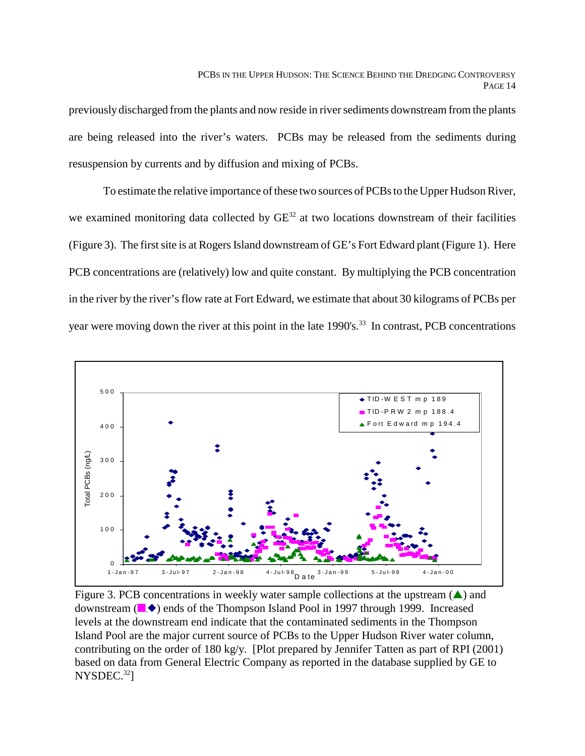previously discharged from the plants and now reside in river sediments downstream from the plants are being released into the river's waters. PCBs may be released from the sediments during resuspension by currents and by diffusion and mixing of PCBs.

To estimate the relative importance of these two sources of PCBs to the Upper Hudson River, we examined monitoring data collected by GE[32] at two locations downstream of their facilities (Figure 3). The first site is at Rogers Island downstream of GE's Fort Edward plant (Figure 1). Here PCB concentrations are (relatively) low and quite constant. By multiplying the PCB concentration in the river by the river's flow rate at Fort Edward, we estimate that about 30 kilograms of PCBs per year were moving down the river at this point in the late 1990's.[33] In contrast, PCB concentrations

Figure 3. PCB concentrations in weekly water sample collections at the upstream (▲) and downstream (■,◆) ends of the Thompson Island Pool in 1997 through 1999. Increased levels at the downstream end indicate that the contaminated sediments in the Thompson Island Pool are the major current source of PCBs to the Upper Hudson River water column, contributing on the order of 180 kg/y. [Plot prepared by Jennifer Tatten as part of RPI (2001) based on data from General Electric Company as reported in the database supplied by GE to NYSDEC.[32]]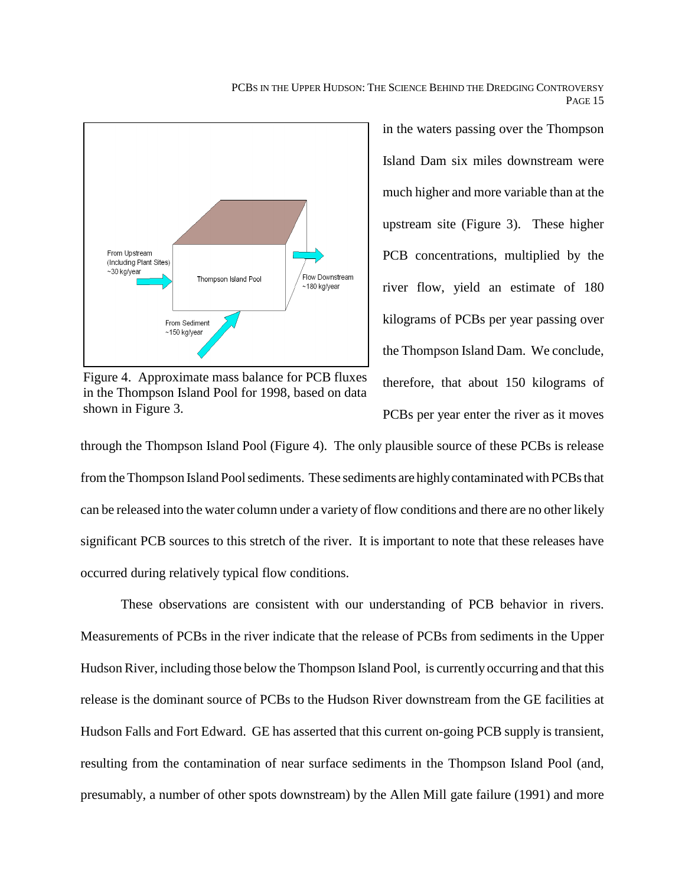From Upstream (Including Plant Sites) ~30 kg/year

Thompson Island Pool

Flow Downstream ~180 kg/year

From Sediment ~150 kg/year

Figure 4. Approximate mass balance for PCB fluxes in the Thompson Island Pool for 1998, based on data shown in Figure 3.

in the waters passing over the Thompson Island Dam six miles downstream were much higher and more variable than at the upstream site (Figure 3). These higher PCB concentrations, multiplied by the river flow, yield an estimate of 180 kilograms of PCBs per year passing over the Thompson Island Dam. We conclude, therefore, that about 150 kilograms of PCBs per year enter the river as it moves through the Thompson Island Pool (Figure 4). The only plausible source of these PCBs is release from the Thompson Island Pool sediments. These sediments are highly contaminated with PCBs that can be released into the water column under a variety of flow conditions and there are no other likely significant PCB sources to this stretch of the river. It is important to note that these releases have occurred during relatively typical flow conditions.

These observations are consistent with our understanding of PCB behavior in rivers. Measurements of PCBs in the river indicate that the release of PCBs from sediments in the Upper Hudson River, including those below the Thompson Island Pool, is currently occurring and that this release is the dominant source of PCBs to the Hudson River downstream from the GE facilities at Hudson Falls and Fort Edward. GE has asserted that this current on-going PCB supply is transient, resulting from the contamination of near surface sediments in the Thompson Island Pool (and, presumably, a number of other spots downstream) by the Allen Mill gate failure (1991) and more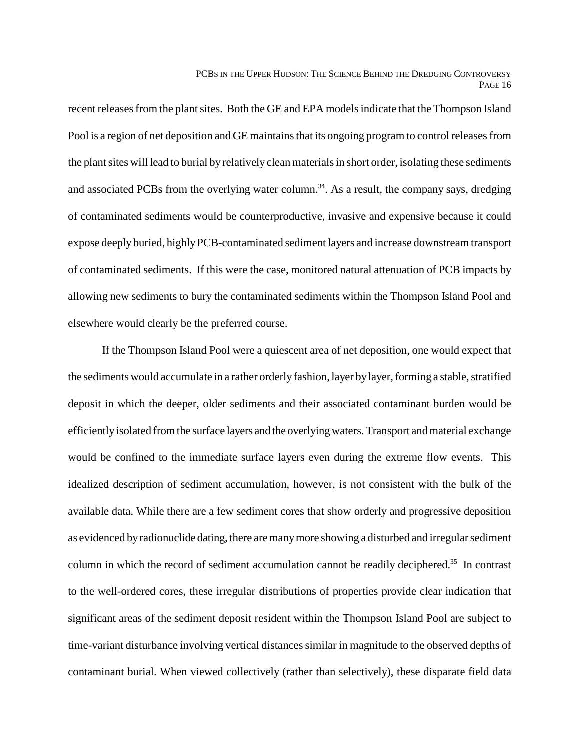recent releases from the plant sites. Both the GE and EPA models indicate that the Thompson Island Pool is a region of net deposition and GE maintains that its ongoing program to control releases from the plant sites will lead to burial by relatively clean materials in short order, isolating these sediments and associated PCBs from the overlying water column.[34]. As a result, the company says, dredging of contaminated sediments would be counterproductive, invasive and expensive because it could expose deeply buried, highly PCB-contaminated sediment layers and increase downstream transport of contaminated sediments. If this were the case, monitored natural attenuation of PCB impacts by allowing new sediments to bury the contaminated sediments within the Thompson Island Pool and elsewhere would clearly be the preferred course.

If the Thompson Island Pool were a quiescent area of net deposition, one would expect that the sediments would accumulate in a rather orderly fashion, layer by layer, forming a stable, stratified deposit in which the deeper, older sediments and their associated contaminant burden would be efficiently isolated from the surface layers and the overlying waters. Transport and material exchange would be confined to the immediate surface layers even during the extreme flow events. This idealized description of sediment accumulation, however, is not consistent with the bulk of the available data. While there are a few sediment cores that show orderly and progressive deposition as evidenced by radionuclide dating, there are many more showing a disturbed and irregular sediment column in which the record of sediment accumulation cannot be readily deciphered.[35] In contrast to the well-ordered cores, these irregular distributions of properties provide clear indication that significant areas of the sediment deposit resident within the Thompson Island Pool are subject to time-variant disturbance involving vertical distances similar in magnitude to the observed depths of contaminant burial. When viewed collectively (rather than selectively), these disparate field data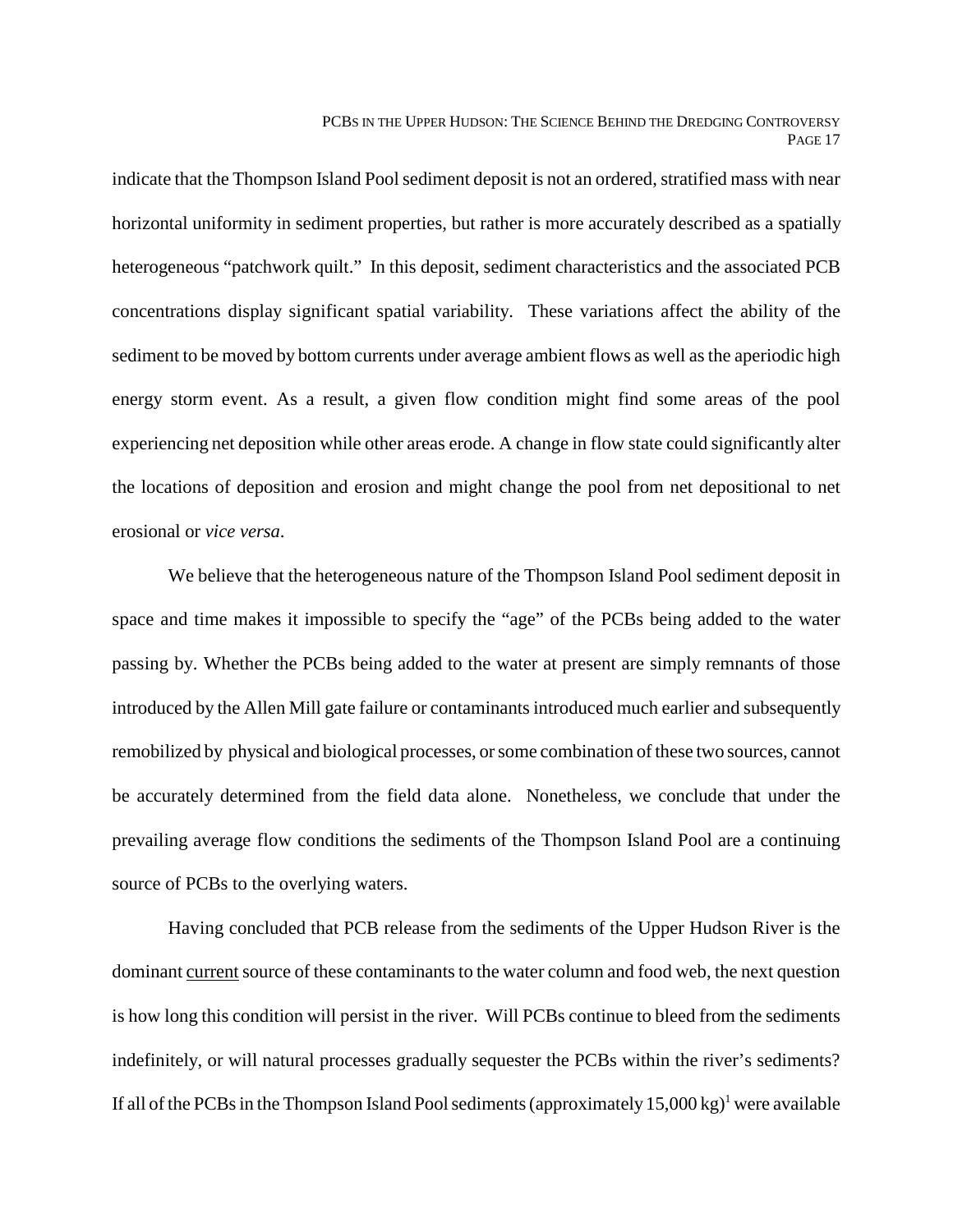indicate that the Thompson Island Pool sediment deposit is not an ordered, stratified mass with near horizontal uniformity in sediment properties, but rather is more accurately described as a spatially heterogeneous "patchwork quilt." In this deposit, sediment characteristics and the associated PCB concentrations display significant spatial variability. These variations affect the ability of the sediment to be moved by bottom currents under average ambient flows as well as the aperiodic high energy storm event. As a result, a given flow condition might find some areas of the pool experiencing net deposition while other areas erode. A change in flow state could significantly alter the locations of deposition and erosion and might change the pool from net depositional to net erosional or *vice versa*.

We believe that the heterogeneous nature of the Thompson Island Pool sediment deposit in space and time makes it impossible to specify the "age" of the PCBs being added to the water passing by. Whether the PCBs being added to the water at present are simply remnants of those introduced by the Allen Mill gate failure or contaminants introduced much earlier and subsequently remobilized by physical and biological processes, or some combination of these two sources, cannot be accurately determined from the field data alone. Nonetheless, we conclude that under the prevailing average flow conditions the sediments of the Thompson Island Pool are a continuing source of PCBs to the overlying waters.

Having concluded that PCB release from the sediments of the Upper Hudson River is the dominant <u>current</u> source of these contaminants to the water column and food web, the next question is how long this condition will persist in the river. Will PCBs continue to bleed from the sediments indefinitely, or will natural processes gradually sequester the PCBs within the river's sediments? If all of the PCBs in the Thompson Island Pool sediments (approximately 15,000 kg)[1] were available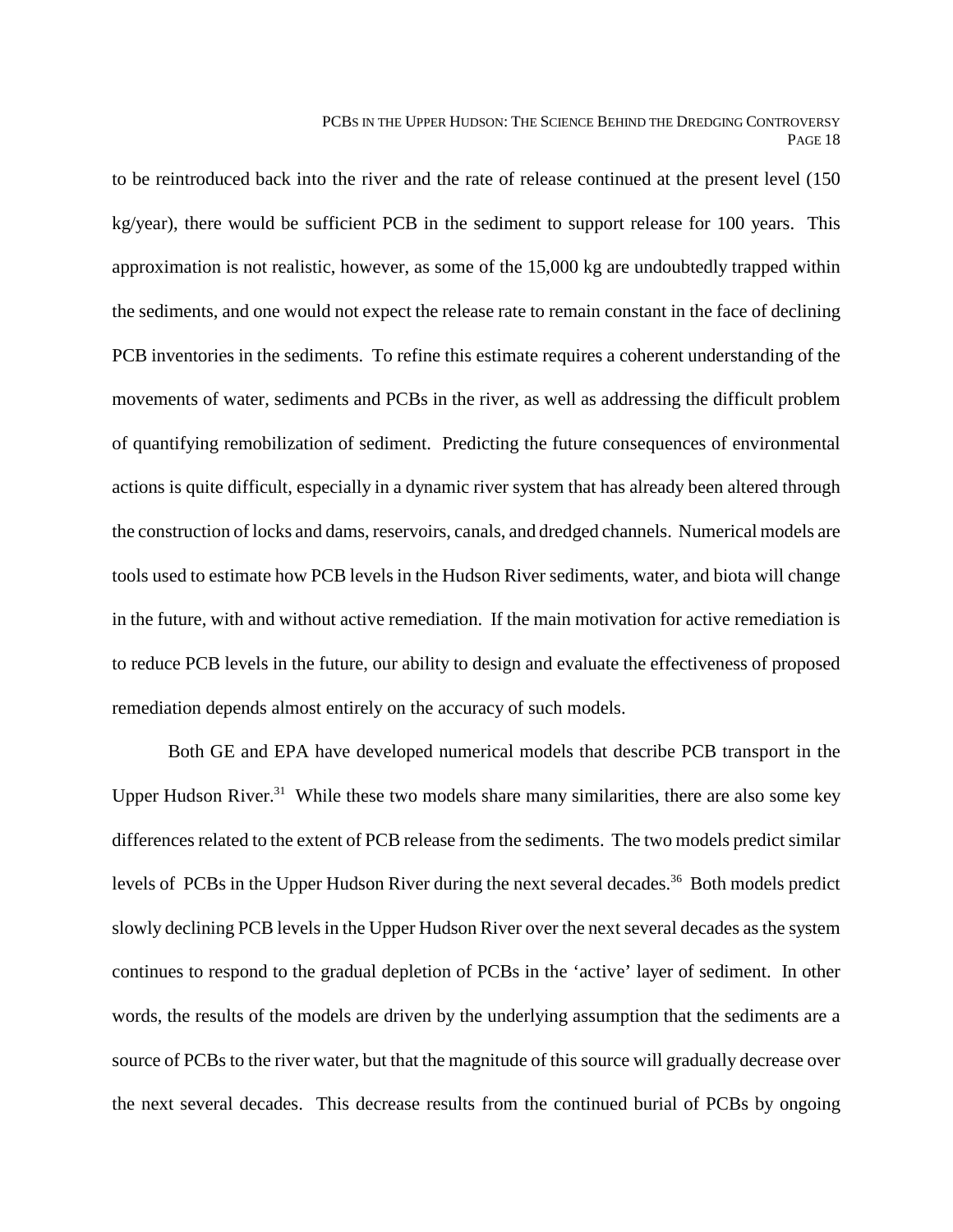to be reintroduced back into the river and the rate of release continued at the present level (150 kg/year), there would be sufficient PCB in the sediment to support release for 100 years. This approximation is not realistic, however, as some of the 15,000 kg are undoubtedly trapped within the sediments, and one would not expect the release rate to remain constant in the face of declining PCB inventories in the sediments. To refine this estimate requires a coherent understanding of the movements of water, sediments and PCBs in the river, as well as addressing the difficult problem of quantifying remobilization of sediment. Predicting the future consequences of environmental actions is quite difficult, especially in a dynamic river system that has already been altered through the construction of locks and dams, reservoirs, canals, and dredged channels. Numerical models are tools used to estimate how PCB levels in the Hudson River sediments, water, and biota will change in the future, with and without active remediation. If the main motivation for active remediation is to reduce PCB levels in the future, our ability to design and evaluate the effectiveness of proposed remediation depends almost entirely on the accuracy of such models.

Both GE and EPA have developed numerical models that describe PCB transport in the Upper Hudson River.[31] While these two models share many similarities, there are also some key differences related to the extent of PCB release from the sediments. The two models predict similar levels of PCBs in the Upper Hudson River during the next several decades.[36] Both models predict slowly declining PCB levels in the Upper Hudson River over the next several decades as the system continues to respond to the gradual depletion of PCBs in the 'active' layer of sediment. In other words, the results of the models are driven by the underlying assumption that the sediments are a source of PCBs to the river water, but that the magnitude of this source will gradually decrease over the next several decades. This decrease results from the continued burial of PCBs by ongoing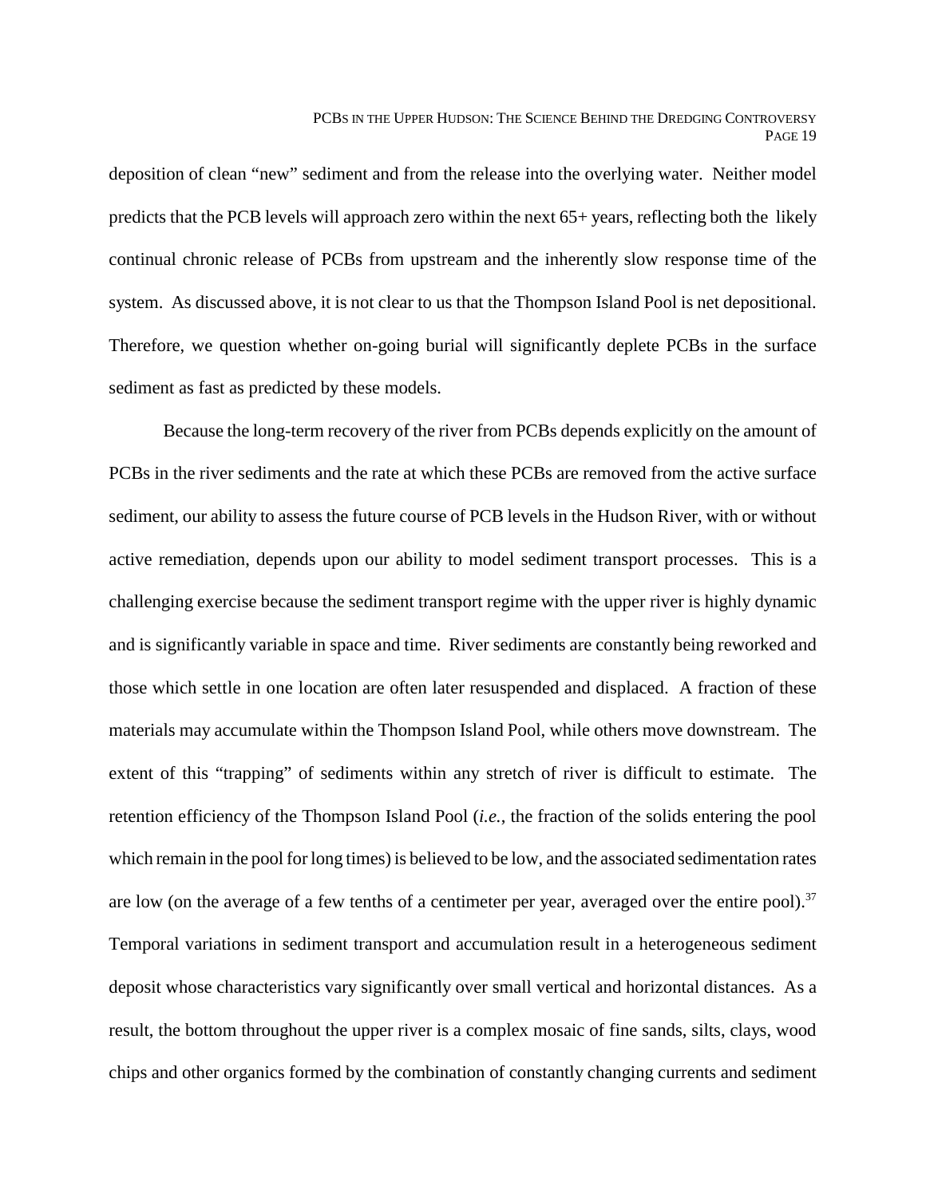deposition of clean "new" sediment and from the release into the overlying water. Neither model predicts that the PCB levels will approach zero within the next 65+ years, reflecting both the likely continual chronic release of PCBs from upstream and the inherently slow response time of the system. As discussed above, it is not clear to us that the Thompson Island Pool is net depositional. Therefore, we question whether on-going burial will significantly deplete PCBs in the surface sediment as fast as predicted by these models.

Because the long-term recovery of the river from PCBs depends explicitly on the amount of PCBs in the river sediments and the rate at which these PCBs are removed from the active surface sediment, our ability to assess the future course of PCB levels in the Hudson River, with or without active remediation, depends upon our ability to model sediment transport processes. This is a challenging exercise because the sediment transport regime with the upper river is highly dynamic and is significantly variable in space and time. River sediments are constantly being reworked and those which settle in one location are often later resuspended and displaced. A fraction of these materials may accumulate within the Thompson Island Pool, while others move downstream. The extent of this "trapping" of sediments within any stretch of river is difficult to estimate. The retention efficiency of the Thompson Island Pool (*i.e.*, the fraction of the solids entering the pool which remain in the pool for long times) is believed to be low, and the associated sedimentation rates are low (on the average of a few tenths of a centimeter per year, averaged over the entire pool).[37] Temporal variations in sediment transport and accumulation result in a heterogeneous sediment deposit whose characteristics vary significantly over small vertical and horizontal distances. As a result, the bottom throughout the upper river is a complex mosaic of fine sands, silts, clays, wood chips and other organics formed by the combination of constantly changing currents and sediment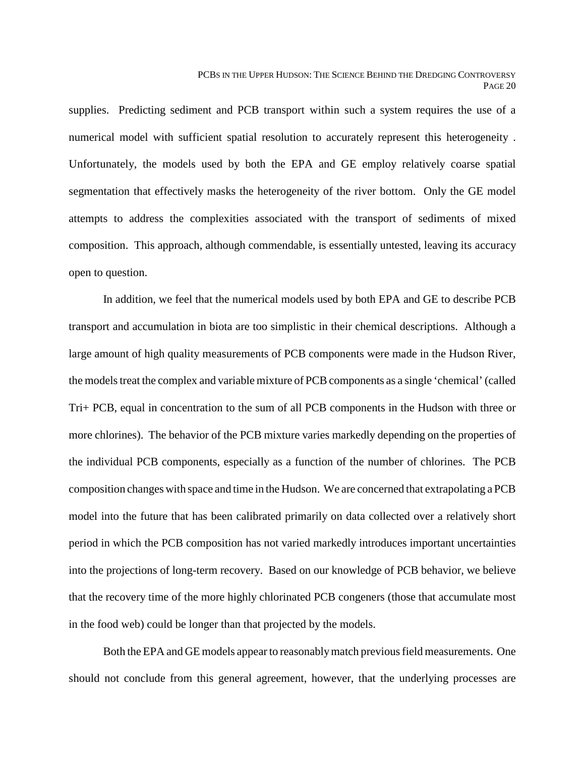supplies. Predicting sediment and PCB transport within such a system requires the use of a numerical model with sufficient spatial resolution to accurately represent this heterogeneity . Unfortunately, the models used by both the EPA and GE employ relatively coarse spatial segmentation that effectively masks the heterogeneity of the river bottom. Only the GE model attempts to address the complexities associated with the transport of sediments of mixed composition. This approach, although commendable, is essentially untested, leaving its accuracy open to question.

In addition, we feel that the numerical models used by both EPA and GE to describe PCB transport and accumulation in biota are too simplistic in their chemical descriptions. Although a large amount of high quality measurements of PCB components were made in the Hudson River, the models treat the complex and variable mixture of PCB components as a single 'chemical' (called Tri+ PCB, equal in concentration to the sum of all PCB components in the Hudson with three or more chlorines). The behavior of the PCB mixture varies markedly depending on the properties of the individual PCB components, especially as a function of the number of chlorines. The PCB composition changes with space and time in the Hudson. We are concerned that extrapolating a PCB model into the future that has been calibrated primarily on data collected over a relatively short period in which the PCB composition has not varied markedly introduces important uncertainties into the projections of long-term recovery. Based on our knowledge of PCB behavior, we believe that the recovery time of the more highly chlorinated PCB congeners (those that accumulate most in the food web) could be longer than that projected by the models.

Both the EPA and GE models appear to reasonably match previous field measurements. One should not conclude from this general agreement, however, that the underlying processes are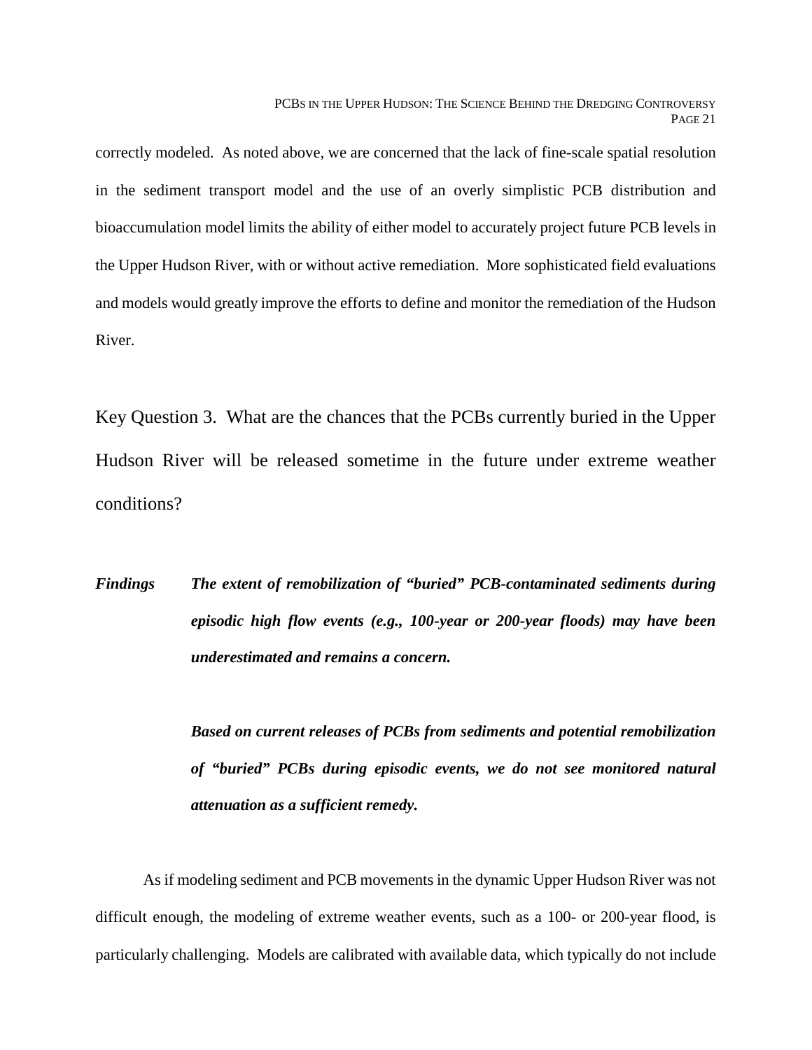correctly modeled. As noted above, we are concerned that the lack of fine-scale spatial resolution in the sediment transport model and the use of an overly simplistic PCB distribution and bioaccumulation model limits the ability of either model to accurately project future PCB levels in the Upper Hudson River, with or without active remediation. More sophisticated field evaluations and models would greatly improve the efforts to define and monitor the remediation of the Hudson River.

## Key Question 3. What are the chances that the PCBs currently buried in the Upper Hudson River will be released sometime in the future under extreme weather conditions?

***Findings*** ***The extent of remobilization of "buried" PCB-contaminated sediments during episodic high flow events (e.g., 100-year or 200-year floods) may have been underestimated and remains a concern.***

***Based on current releases of PCBs from sediments and potential remobilization of "buried" PCBs during episodic events, we do not see monitored natural attenuation as a sufficient remedy.***

As if modeling sediment and PCB movements in the dynamic Upper Hudson River was not difficult enough, the modeling of extreme weather events, such as a 100- or 200-year flood, is particularly challenging. Models are calibrated with available data, which typically do not include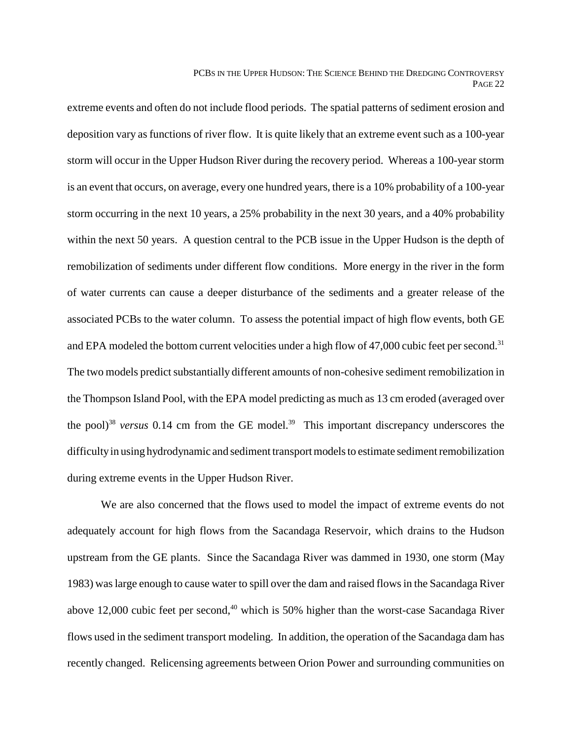extreme events and often do not include flood periods. The spatial patterns of sediment erosion and deposition vary as functions of river flow. It is quite likely that an extreme event such as a 100-year storm will occur in the Upper Hudson River during the recovery period. Whereas a 100-year storm is an event that occurs, on average, every one hundred years, there is a 10% probability of a 100-year storm occurring in the next 10 years, a 25% probability in the next 30 years, and a 40% probability within the next 50 years. A question central to the PCB issue in the Upper Hudson is the depth of remobilization of sediments under different flow conditions. More energy in the river in the form of water currents can cause a deeper disturbance of the sediments and a greater release of the associated PCBs to the water column. To assess the potential impact of high flow events, both GE and EPA modeled the bottom current velocities under a high flow of 47,000 cubic feet per second.[31] The two models predict substantially different amounts of non-cohesive sediment remobilization in the Thompson Island Pool, with the EPA model predicting as much as 13 cm eroded (averaged over the pool)[38] *versus* 0.14 cm from the GE model.[39] This important discrepancy underscores the difficulty in using hydrodynamic and sediment transport models to estimate sediment remobilization during extreme events in the Upper Hudson River.

We are also concerned that the flows used to model the impact of extreme events do not adequately account for high flows from the Sacandaga Reservoir, which drains to the Hudson upstream from the GE plants. Since the Sacandaga River was dammed in 1930, one storm (May 1983) was large enough to cause water to spill over the dam and raised flows in the Sacandaga River above 12,000 cubic feet per second,[40] which is 50% higher than the worst-case Sacandaga River flows used in the sediment transport modeling. In addition, the operation of the Sacandaga dam has recently changed. Relicensing agreements between Orion Power and surrounding communities on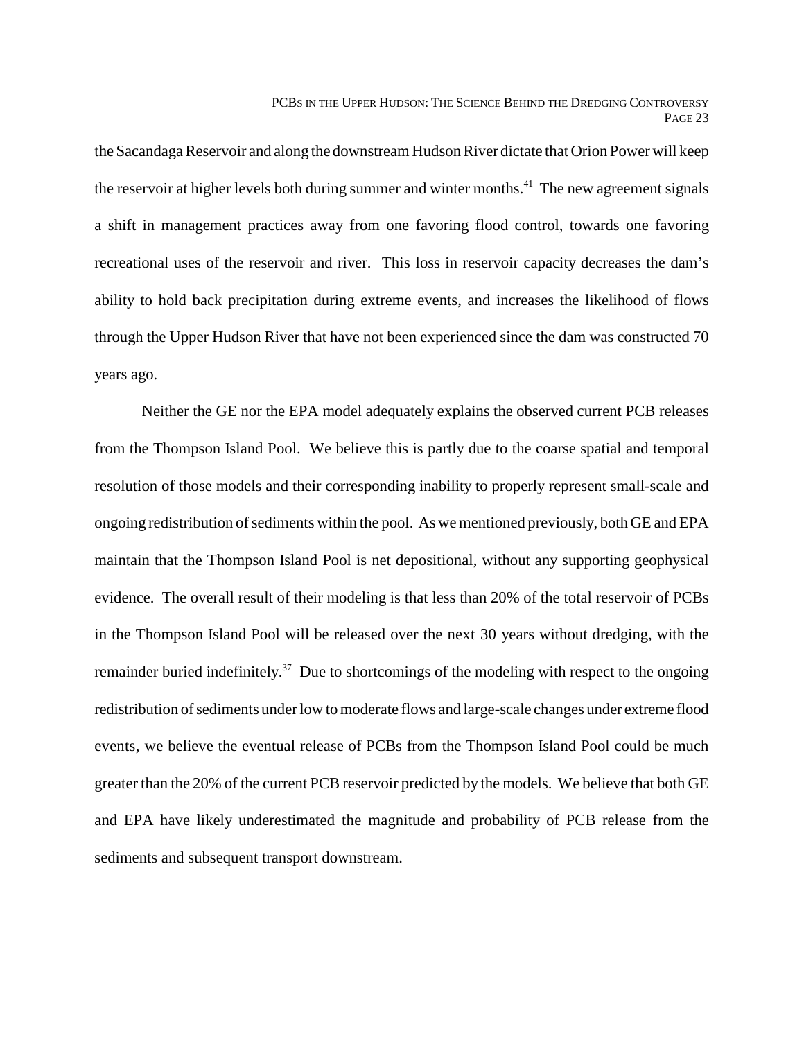the Sacandaga Reservoir and along the downstream Hudson River dictate that Orion Power will keep the reservoir at higher levels both during summer and winter months.[41] The new agreement signals a shift in management practices away from one favoring flood control, towards one favoring recreational uses of the reservoir and river. This loss in reservoir capacity decreases the dam's ability to hold back precipitation during extreme events, and increases the likelihood of flows through the Upper Hudson River that have not been experienced since the dam was constructed 70 years ago.

Neither the GE nor the EPA model adequately explains the observed current PCB releases from the Thompson Island Pool. We believe this is partly due to the coarse spatial and temporal resolution of those models and their corresponding inability to properly represent small-scale and ongoing redistribution of sediments within the pool. As we mentioned previously, both GE and EPA maintain that the Thompson Island Pool is net depositional, without any supporting geophysical evidence. The overall result of their modeling is that less than 20% of the total reservoir of PCBs in the Thompson Island Pool will be released over the next 30 years without dredging, with the remainder buried indefinitely.[37] Due to shortcomings of the modeling with respect to the ongoing redistribution of sediments under low to moderate flows and large-scale changes under extreme flood events, we believe the eventual release of PCBs from the Thompson Island Pool could be much greater than the 20% of the current PCB reservoir predicted by the models. We believe that both GE and EPA have likely underestimated the magnitude and probability of PCB release from the sediments and subsequent transport downstream.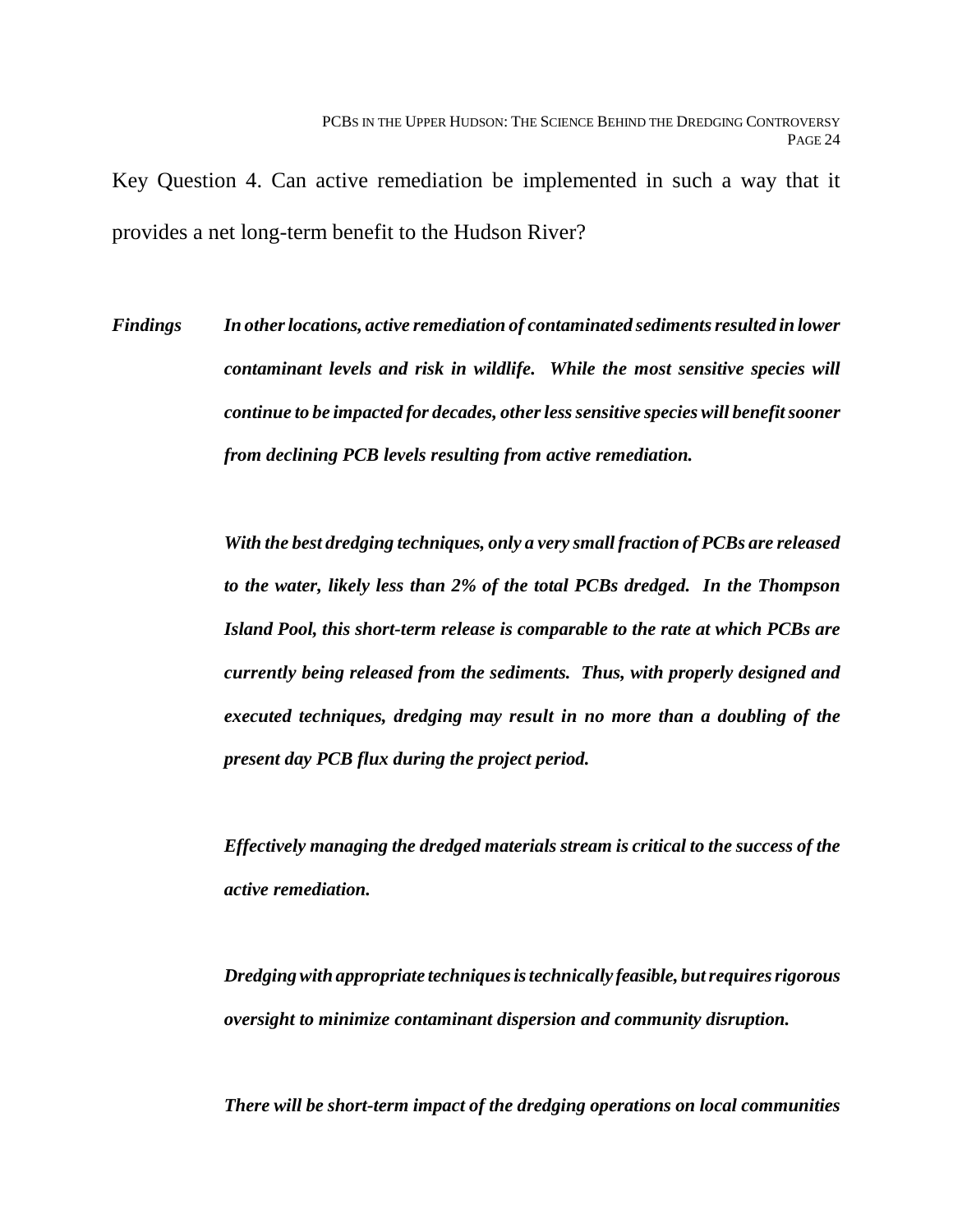Key Question 4. Can active remediation be implemented in such a way that it provides a net long-term benefit to the Hudson River?

***Findings*** ***In other locations, active remediation of contaminated sediments resulted in lower contaminant levels and risk in wildlife. While the most sensitive species will continue to be impacted for decades, other less sensitive species will benefit sooner from declining PCB levels resulting from active remediation.***

***With the best dredging techniques, only a very small fraction of PCBs are released to the water, likely less than 2% of the total PCBs dredged. In the Thompson Island Pool, this short-term release is comparable to the rate at which PCBs are currently being released from the sediments. Thus, with properly designed and executed techniques, dredging may result in no more than a doubling of the present day PCB flux during the project period.***

***Effectively managing the dredged materials stream is critical to the success of the active remediation.***

***Dredging with appropriate techniques is technically feasible, but requires rigorous oversight to minimize contaminant dispersion and community disruption.***

***There will be short-term impact of the dredging operations on local communities***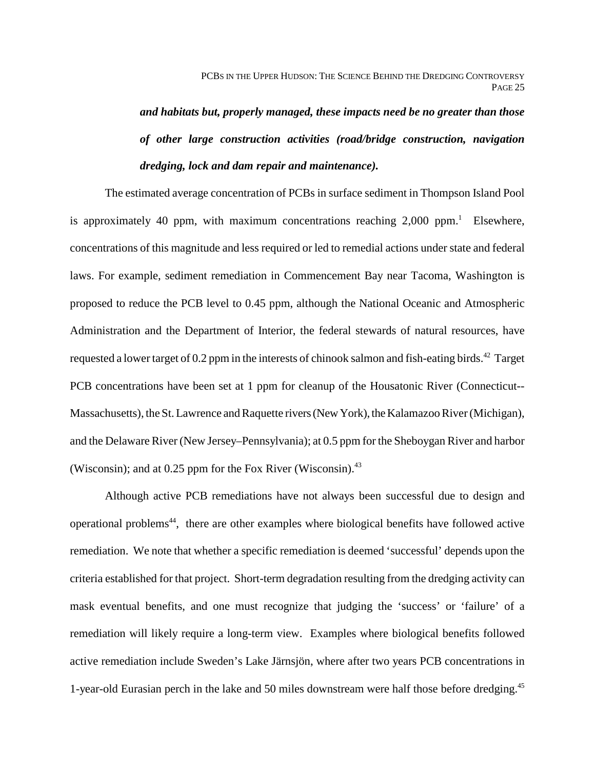***and habitats but, properly managed, these impacts need be no greater than those of other large construction activities (road/bridge construction, navigation dredging, lock and dam repair and maintenance).***

The estimated average concentration of PCBs in surface sediment in Thompson Island Pool is approximately 40 ppm, with maximum concentrations reaching 2,000 ppm.[1] Elsewhere, concentrations of this magnitude and less required or led to remedial actions under state and federal laws. For example, sediment remediation in Commencement Bay near Tacoma, Washington is proposed to reduce the PCB level to 0.45 ppm, although the National Oceanic and Atmospheric Administration and the Department of Interior, the federal stewards of natural resources, have requested a lower target of 0.2 ppm in the interests of chinook salmon and fish-eating birds.[42] Target PCB concentrations have been set at 1 ppm for cleanup of the Housatonic River (Connecticut--Massachusetts), the St. Lawrence and Raquette rivers (New York), the Kalamazoo River (Michigan), and the Delaware River (New Jersey–Pennsylvania); at 0.5 ppm for the Sheboygan River and harbor (Wisconsin); and at 0.25 ppm for the Fox River (Wisconsin).[43]

Although active PCB remediations have not always been successful due to design and operational problems[44], there are other examples where biological benefits have followed active remediation. We note that whether a specific remediation is deemed 'successful' depends upon the criteria established for that project. Short-term degradation resulting from the dredging activity can mask eventual benefits, and one must recognize that judging the 'success' or 'failure' of a remediation will likely require a long-term view. Examples where biological benefits followed active remediation include Sweden's Lake Järnsjön, where after two years PCB concentrations in 1-year-old Eurasian perch in the lake and 50 miles downstream were half those before dredging.[45]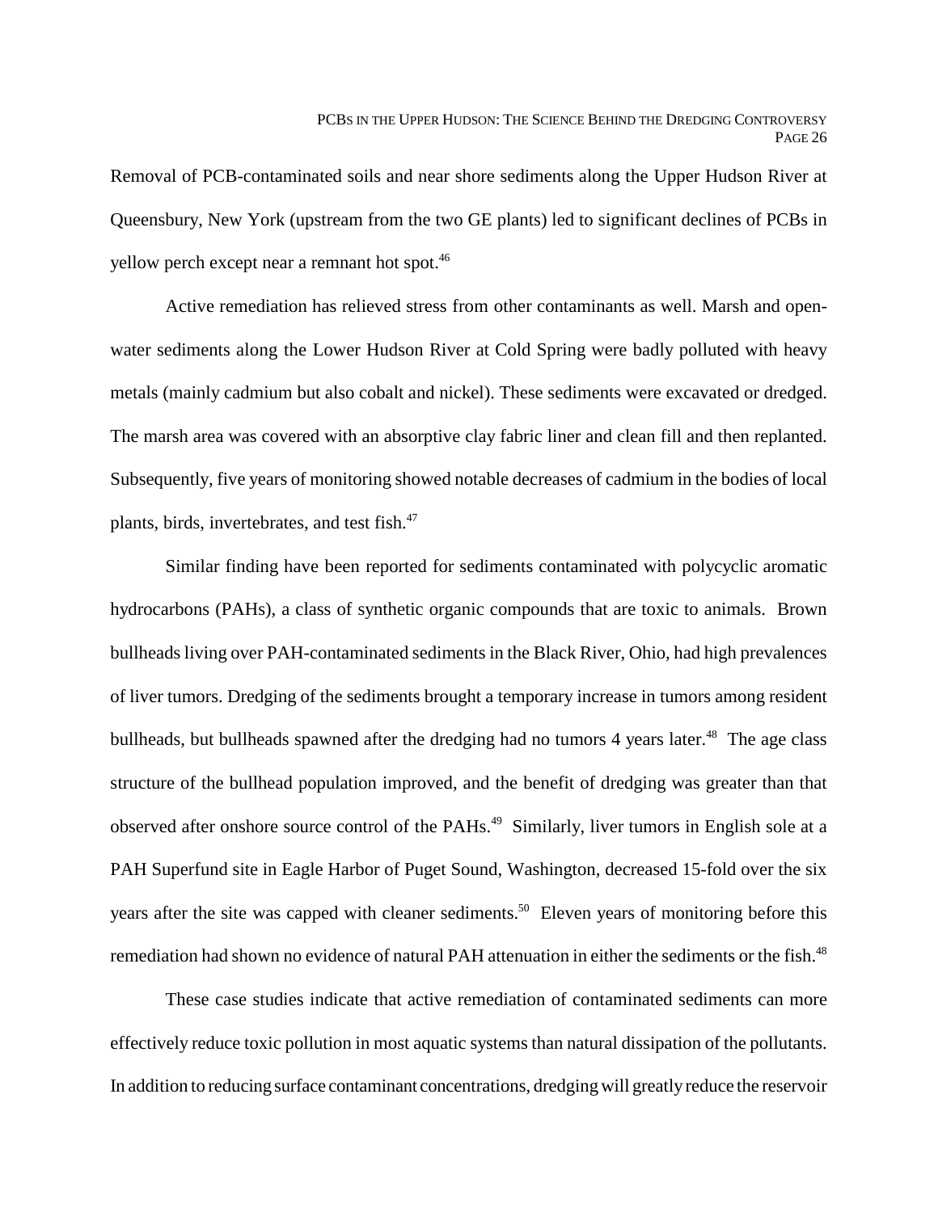Removal of PCB-contaminated soils and near shore sediments along the Upper Hudson River at Queensbury, New York (upstream from the two GE plants) led to significant declines of PCBs in yellow perch except near a remnant hot spot.[46]

Active remediation has relieved stress from other contaminants as well. Marsh and open-water sediments along the Lower Hudson River at Cold Spring were badly polluted with heavy metals (mainly cadmium but also cobalt and nickel). These sediments were excavated or dredged. The marsh area was covered with an absorptive clay fabric liner and clean fill and then replanted. Subsequently, five years of monitoring showed notable decreases of cadmium in the bodies of local plants, birds, invertebrates, and test fish.[47]

Similar finding have been reported for sediments contaminated with polycyclic aromatic hydrocarbons (PAHs), a class of synthetic organic compounds that are toxic to animals. Brown bullheads living over PAH-contaminated sediments in the Black River, Ohio, had high prevalences of liver tumors. Dredging of the sediments brought a temporary increase in tumors among resident bullheads, but bullheads spawned after the dredging had no tumors 4 years later.[48] The age class structure of the bullhead population improved, and the benefit of dredging was greater than that observed after onshore source control of the PAHs.[49] Similarly, liver tumors in English sole at a PAH Superfund site in Eagle Harbor of Puget Sound, Washington, decreased 15-fold over the six years after the site was capped with cleaner sediments.[50] Eleven years of monitoring before this remediation had shown no evidence of natural PAH attenuation in either the sediments or the fish.[48]

These case studies indicate that active remediation of contaminated sediments can more effectively reduce toxic pollution in most aquatic systems than natural dissipation of the pollutants. In addition to reducing surface contaminant concentrations, dredging will greatly reduce the reservoir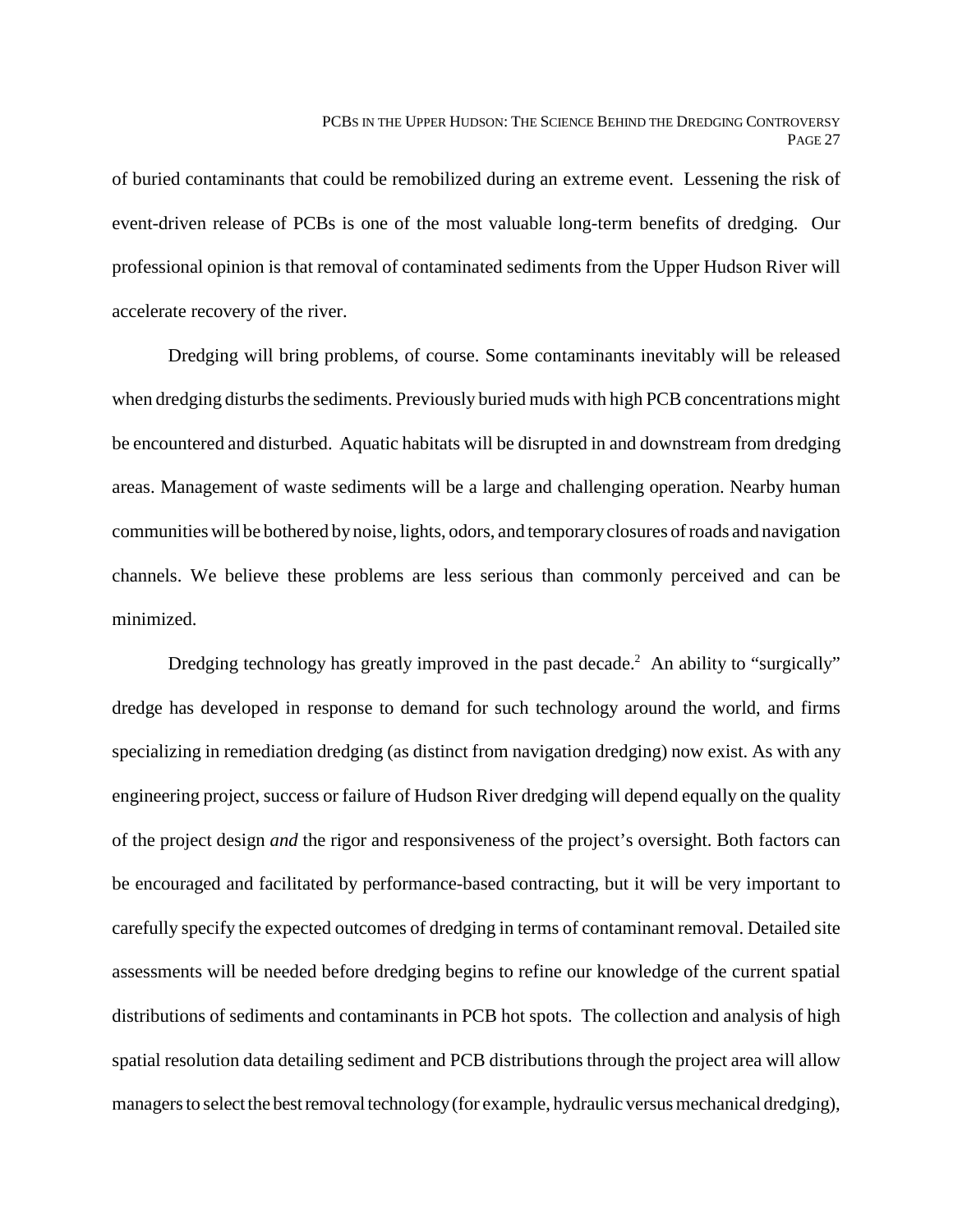of buried contaminants that could be remobilized during an extreme event. Lessening the risk of event-driven release of PCBs is one of the most valuable long-term benefits of dredging. Our professional opinion is that removal of contaminated sediments from the Upper Hudson River will accelerate recovery of the river.

Dredging will bring problems, of course. Some contaminants inevitably will be released when dredging disturbs the sediments. Previously buried muds with high PCB concentrations might be encountered and disturbed. Aquatic habitats will be disrupted in and downstream from dredging areas. Management of waste sediments will be a large and challenging operation. Nearby human communities will be bothered by noise, lights, odors, and temporary closures of roads and navigation channels. We believe these problems are less serious than commonly perceived and can be minimized.

Dredging technology has greatly improved in the past decade.[2] An ability to "surgically" dredge has developed in response to demand for such technology around the world, and firms specializing in remediation dredging (as distinct from navigation dredging) now exist. As with any engineering project, success or failure of Hudson River dredging will depend equally on the quality of the project design *and* the rigor and responsiveness of the project's oversight. Both factors can be encouraged and facilitated by performance-based contracting, but it will be very important to carefully specify the expected outcomes of dredging in terms of contaminant removal. Detailed site assessments will be needed before dredging begins to refine our knowledge of the current spatial distributions of sediments and contaminants in PCB hot spots. The collection and analysis of high spatial resolution data detailing sediment and PCB distributions through the project area will allow managers to select the best removal technology (for example, hydraulic versus mechanical dredging),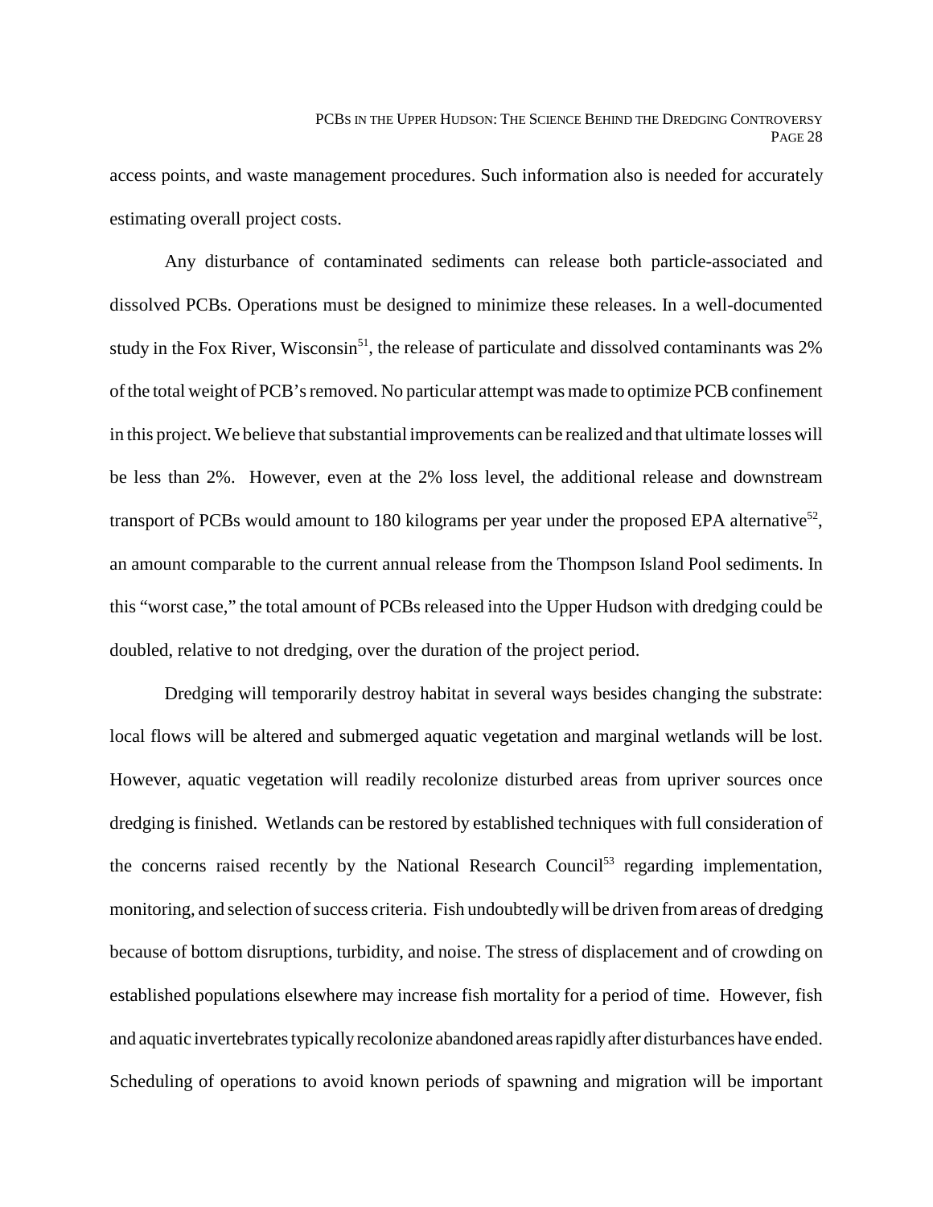access points, and waste management procedures. Such information also is needed for accurately estimating overall project costs.

Any disturbance of contaminated sediments can release both particle-associated and dissolved PCBs. Operations must be designed to minimize these releases. In a well-documented study in the Fox River, Wisconsin[51], the release of particulate and dissolved contaminants was 2% of the total weight of PCB's removed. No particular attempt was made to optimize PCB confinement in this project. We believe that substantial improvements can be realized and that ultimate losses will be less than 2%. However, even at the 2% loss level, the additional release and downstream transport of PCBs would amount to 180 kilograms per year under the proposed EPA alternative[52], an amount comparable to the current annual release from the Thompson Island Pool sediments. In this "worst case," the total amount of PCBs released into the Upper Hudson with dredging could be doubled, relative to not dredging, over the duration of the project period.

Dredging will temporarily destroy habitat in several ways besides changing the substrate: local flows will be altered and submerged aquatic vegetation and marginal wetlands will be lost. However, aquatic vegetation will readily recolonize disturbed areas from upriver sources once dredging is finished. Wetlands can be restored by established techniques with full consideration of the concerns raised recently by the National Research Council[53] regarding implementation, monitoring, and selection of success criteria. Fish undoubtedly will be driven from areas of dredging because of bottom disruptions, turbidity, and noise. The stress of displacement and of crowding on established populations elsewhere may increase fish mortality for a period of time. However, fish and aquatic invertebrates typically recolonize abandoned areas rapidly after disturbances have ended. Scheduling of operations to avoid known periods of spawning and migration will be important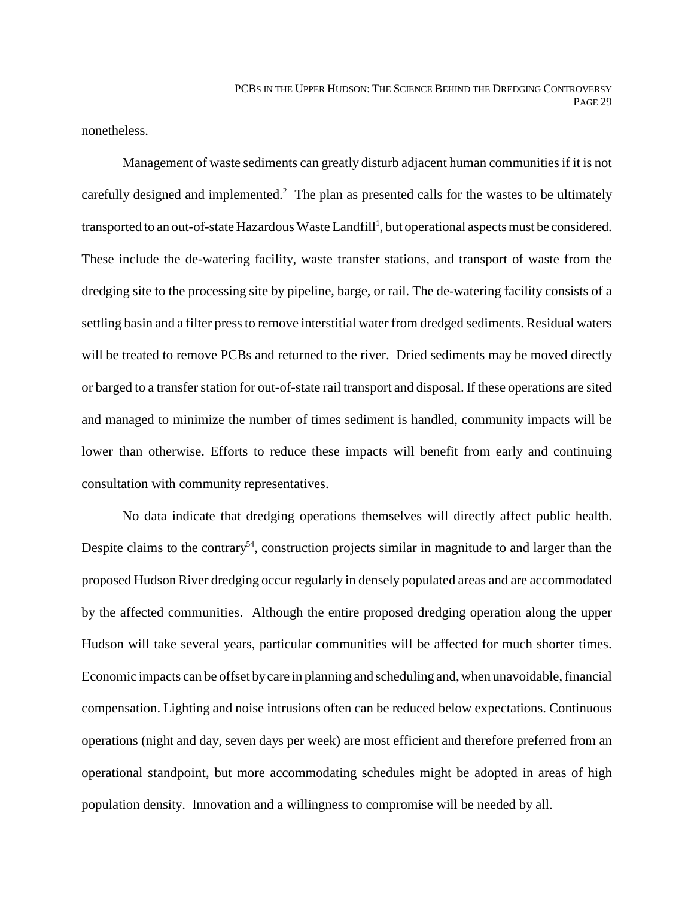nonetheless.

Management of waste sediments can greatly disturb adjacent human communities if it is not carefully designed and implemented.[2] The plan as presented calls for the wastes to be ultimately transported to an out-of-state Hazardous Waste Landfill[1], but operational aspects must be considered. These include the de-watering facility, waste transfer stations, and transport of waste from the dredging site to the processing site by pipeline, barge, or rail. The de-watering facility consists of a settling basin and a filter press to remove interstitial water from dredged sediments. Residual waters will be treated to remove PCBs and returned to the river. Dried sediments may be moved directly or barged to a transfer station for out-of-state rail transport and disposal. If these operations are sited and managed to minimize the number of times sediment is handled, community impacts will be lower than otherwise. Efforts to reduce these impacts will benefit from early and continuing consultation with community representatives.

No data indicate that dredging operations themselves will directly affect public health. Despite claims to the contrary[54], construction projects similar in magnitude to and larger than the proposed Hudson River dredging occur regularly in densely populated areas and are accommodated by the affected communities. Although the entire proposed dredging operation along the upper Hudson will take several years, particular communities will be affected for much shorter times. Economic impacts can be offset by care in planning and scheduling and, when unavoidable, financial compensation. Lighting and noise intrusions often can be reduced below expectations. Continuous operations (night and day, seven days per week) are most efficient and therefore preferred from an operational standpoint, but more accommodating schedules might be adopted in areas of high population density. Innovation and a willingness to compromise will be needed by all.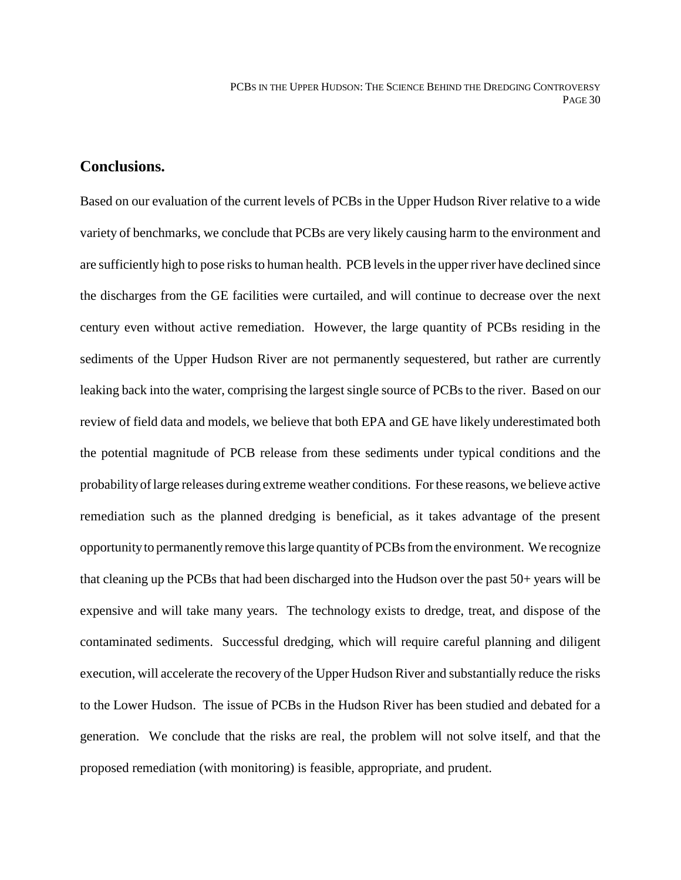## Conclusions.

Based on our evaluation of the current levels of PCBs in the Upper Hudson River relative to a wide variety of benchmarks, we conclude that PCBs are very likely causing harm to the environment and are sufficiently high to pose risks to human health. PCB levels in the upper river have declined since the discharges from the GE facilities were curtailed, and will continue to decrease over the next century even without active remediation. However, the large quantity of PCBs residing in the sediments of the Upper Hudson River are not permanently sequestered, but rather are currently leaking back into the water, comprising the largest single source of PCBs to the river. Based on our review of field data and models, we believe that both EPA and GE have likely underestimated both the potential magnitude of PCB release from these sediments under typical conditions and the probability of large releases during extreme weather conditions. For these reasons, we believe active remediation such as the planned dredging is beneficial, as it takes advantage of the present opportunity to permanently remove this large quantity of PCBs from the environment. We recognize that cleaning up the PCBs that had been discharged into the Hudson over the past 50+ years will be expensive and will take many years. The technology exists to dredge, treat, and dispose of the contaminated sediments. Successful dredging, which will require careful planning and diligent execution, will accelerate the recovery of the Upper Hudson River and substantially reduce the risks to the Lower Hudson. The issue of PCBs in the Hudson River has been studied and debated for a generation. We conclude that the risks are real, the problem will not solve itself, and that the proposed remediation (with monitoring) is feasible, appropriate, and prudent.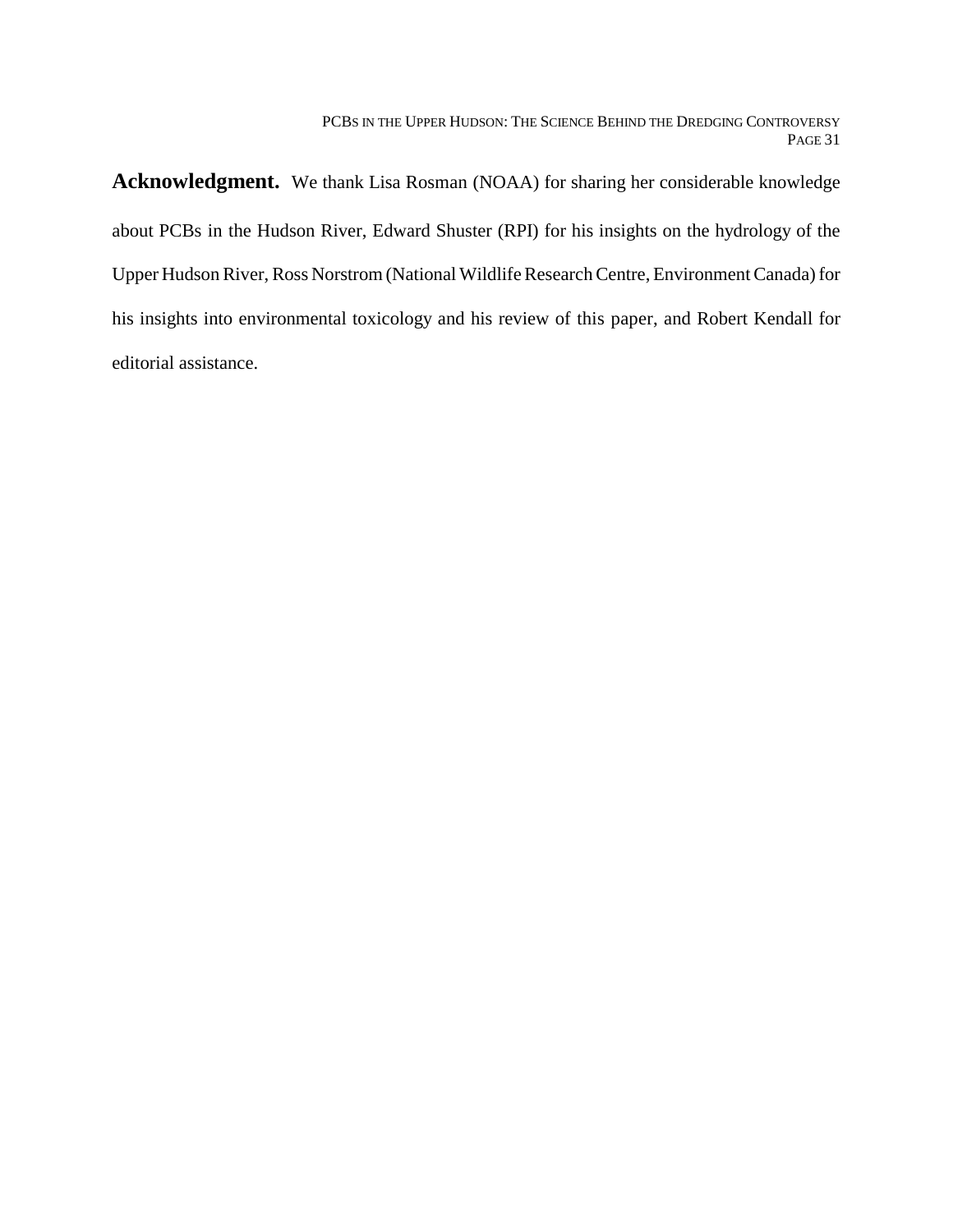**Acknowledgment.** We thank Lisa Rosman (NOAA) for sharing her considerable knowledge about PCBs in the Hudson River, Edward Shuster (RPI) for his insights on the hydrology of the Upper Hudson River, Ross Norstrom (National Wildlife Research Centre, Environment Canada) for his insights into environmental toxicology and his review of this paper, and Robert Kendall for editorial assistance.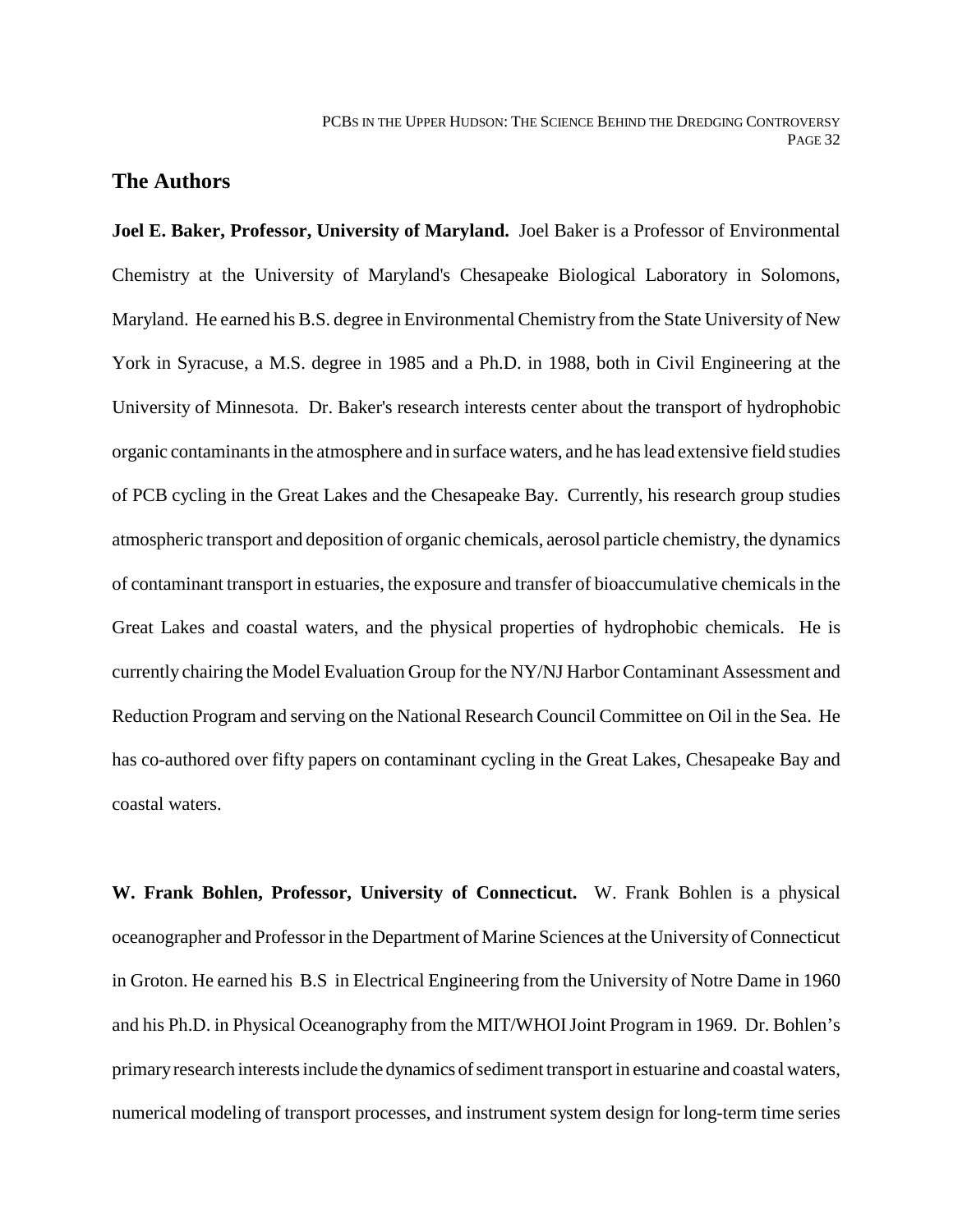## The Authors

**Joel E. Baker, Professor, University of Maryland.** Joel Baker is a Professor of Environmental Chemistry at the University of Maryland's Chesapeake Biological Laboratory in Solomons, Maryland. He earned his B.S. degree in Environmental Chemistry from the State University of New York in Syracuse, a M.S. degree in 1985 and a Ph.D. in 1988, both in Civil Engineering at the University of Minnesota. Dr. Baker's research interests center about the transport of hydrophobic organic contaminants in the atmosphere and in surface waters, and he has lead extensive field studies of PCB cycling in the Great Lakes and the Chesapeake Bay. Currently, his research group studies atmospheric transport and deposition of organic chemicals, aerosol particle chemistry, the dynamics of contaminant transport in estuaries, the exposure and transfer of bioaccumulative chemicals in the Great Lakes and coastal waters, and the physical properties of hydrophobic chemicals. He is currently chairing the Model Evaluation Group for the NY/NJ Harbor Contaminant Assessment and Reduction Program and serving on the National Research Council Committee on Oil in the Sea. He has co-authored over fifty papers on contaminant cycling in the Great Lakes, Chesapeake Bay and coastal waters.

**W. Frank Bohlen, Professor, University of Connecticut.** W. Frank Bohlen is a physical oceanographer and Professor in the Department of Marine Sciences at the University of Connecticut in Groton. He earned his B.S in Electrical Engineering from the University of Notre Dame in 1960 and his Ph.D. in Physical Oceanography from the MIT/WHOI Joint Program in 1969. Dr. Bohlen's primary research interests include the dynamics of sediment transport in estuarine and coastal waters, numerical modeling of transport processes, and instrument system design for long-term time series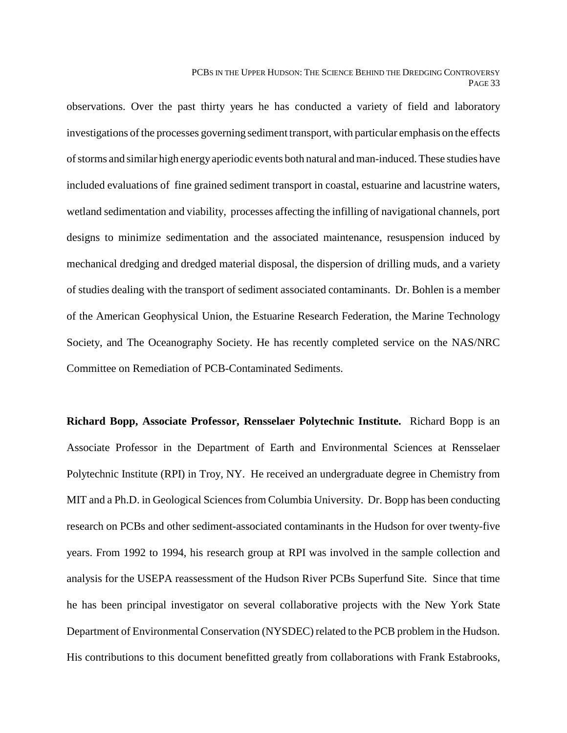observations. Over the past thirty years he has conducted a variety of field and laboratory investigations of the processes governing sediment transport, with particular emphasis on the effects of storms and similar high energy aperiodic events both natural and man-induced. These studies have included evaluations of fine grained sediment transport in coastal, estuarine and lacustrine waters, wetland sedimentation and viability, processes affecting the infilling of navigational channels, port designs to minimize sedimentation and the associated maintenance, resuspension induced by mechanical dredging and dredged material disposal, the dispersion of drilling muds, and a variety of studies dealing with the transport of sediment associated contaminants. Dr. Bohlen is a member of the American Geophysical Union, the Estuarine Research Federation, the Marine Technology Society, and The Oceanography Society. He has recently completed service on the NAS/NRC Committee on Remediation of PCB-Contaminated Sediments.

**Richard Bopp, Associate Professor, Rensselaer Polytechnic Institute.** Richard Bopp is an Associate Professor in the Department of Earth and Environmental Sciences at Rensselaer Polytechnic Institute (RPI) in Troy, NY. He received an undergraduate degree in Chemistry from MIT and a Ph.D. in Geological Sciences from Columbia University. Dr. Bopp has been conducting research on PCBs and other sediment-associated contaminants in the Hudson for over twenty-five years. From 1992 to 1994, his research group at RPI was involved in the sample collection and analysis for the USEPA reassessment of the Hudson River PCBs Superfund Site. Since that time he has been principal investigator on several collaborative projects with the New York State Department of Environmental Conservation (NYSDEC) related to the PCB problem in the Hudson. His contributions to this document benefitted greatly from collaborations with Frank Estabrooks,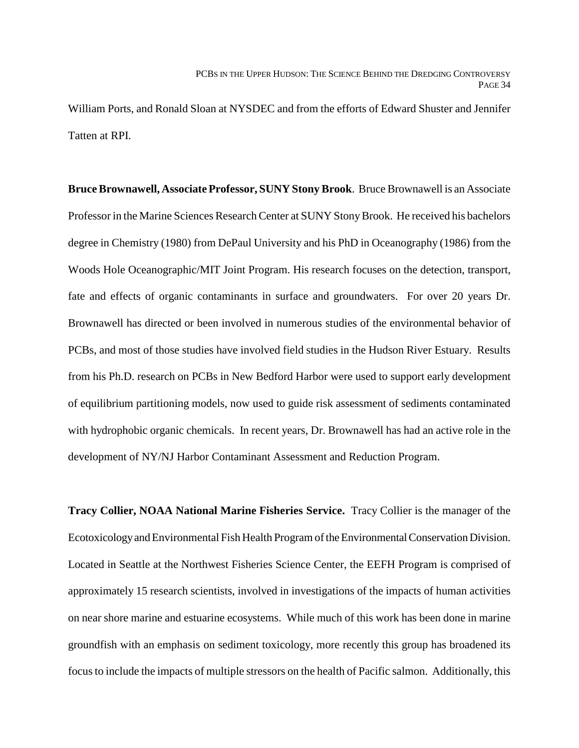William Ports, and Ronald Sloan at NYSDEC and from the efforts of Edward Shuster and Jennifer Tatten at RPI.

**Bruce Brownawell, Associate Professor, SUNY Stony Brook**. Bruce Brownawell is an Associate Professor in the Marine Sciences Research Center at SUNY Stony Brook. He received his bachelors degree in Chemistry (1980) from DePaul University and his PhD in Oceanography (1986) from the Woods Hole Oceanographic/MIT Joint Program. His research focuses on the detection, transport, fate and effects of organic contaminants in surface and groundwaters. For over 20 years Dr. Brownawell has directed or been involved in numerous studies of the environmental behavior of PCBs, and most of those studies have involved field studies in the Hudson River Estuary. Results from his Ph.D. research on PCBs in New Bedford Harbor were used to support early development of equilibrium partitioning models, now used to guide risk assessment of sediments contaminated with hydrophobic organic chemicals. In recent years, Dr. Brownawell has had an active role in the development of NY/NJ Harbor Contaminant Assessment and Reduction Program.

**Tracy Collier, NOAA National Marine Fisheries Service.** Tracy Collier is the manager of the Ecotoxicology and Environmental Fish Health Program of the Environmental Conservation Division. Located in Seattle at the Northwest Fisheries Science Center, the EEFH Program is comprised of approximately 15 research scientists, involved in investigations of the impacts of human activities on near shore marine and estuarine ecosystems. While much of this work has been done in marine groundfish with an emphasis on sediment toxicology, more recently this group has broadened its focus to include the impacts of multiple stressors on the health of Pacific salmon. Additionally, this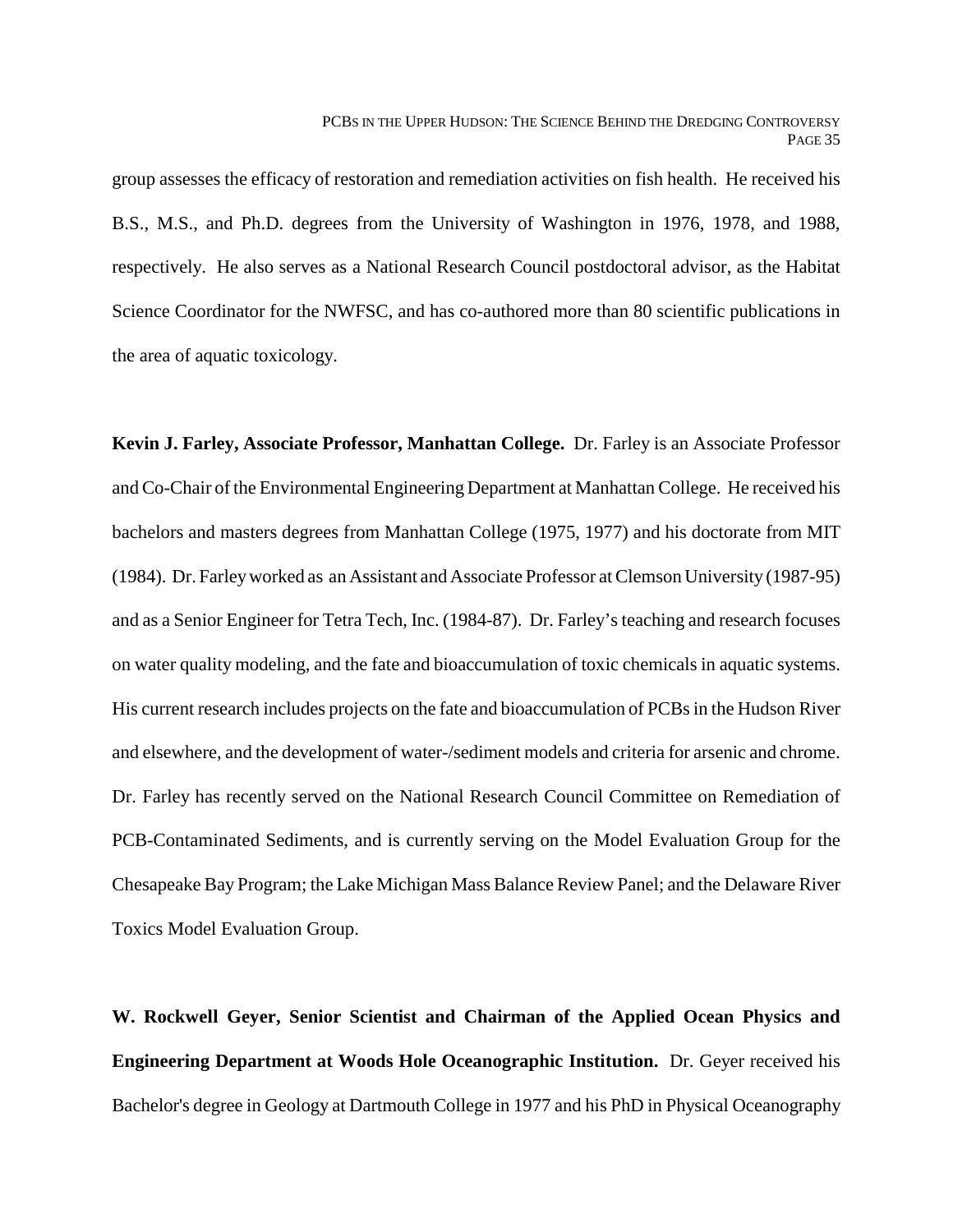group assesses the efficacy of restoration and remediation activities on fish health. He received his B.S., M.S., and Ph.D. degrees from the University of Washington in 1976, 1978, and 1988, respectively. He also serves as a National Research Council postdoctoral advisor, as the Habitat Science Coordinator for the NWFSC, and has co-authored more than 80 scientific publications in the area of aquatic toxicology.

**Kevin J. Farley, Associate Professor, Manhattan College.** Dr. Farley is an Associate Professor and Co-Chair of the Environmental Engineering Department at Manhattan College. He received his bachelors and masters degrees from Manhattan College (1975, 1977) and his doctorate from MIT (1984). Dr. Farley worked as an Assistant and Associate Professor at Clemson University (1987-95) and as a Senior Engineer for Tetra Tech, Inc. (1984-87). Dr. Farley's teaching and research focuses on water quality modeling, and the fate and bioaccumulation of toxic chemicals in aquatic systems. His current research includes projects on the fate and bioaccumulation of PCBs in the Hudson River and elsewhere, and the development of water-/sediment models and criteria for arsenic and chrome. Dr. Farley has recently served on the National Research Council Committee on Remediation of PCB-Contaminated Sediments, and is currently serving on the Model Evaluation Group for the Chesapeake Bay Program; the Lake Michigan Mass Balance Review Panel; and the Delaware River Toxics Model Evaluation Group.

**W. Rockwell Geyer, Senior Scientist and Chairman of the Applied Ocean Physics and Engineering Department at Woods Hole Oceanographic Institution.** Dr. Geyer received his Bachelor's degree in Geology at Dartmouth College in 1977 and his PhD in Physical Oceanography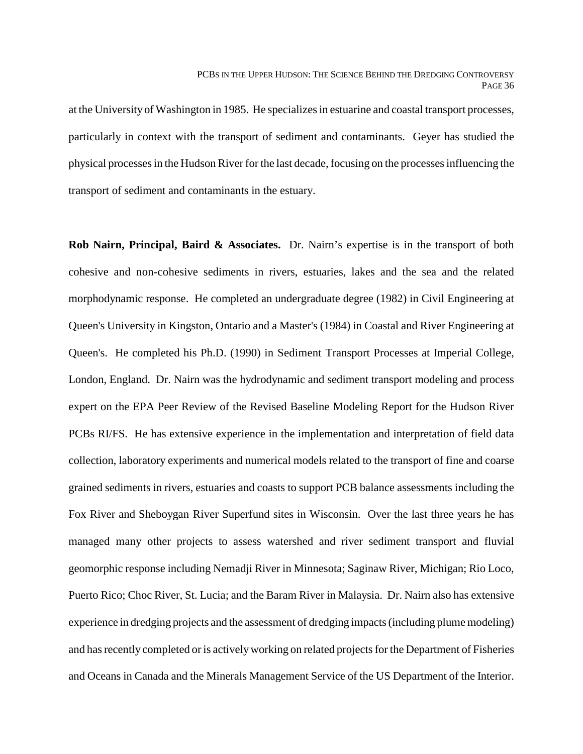at the University of Washington in 1985. He specializes in estuarine and coastal transport processes, particularly in context with the transport of sediment and contaminants. Geyer has studied the physical processes in the Hudson River for the last decade, focusing on the processes influencing the transport of sediment and contaminants in the estuary.

**Rob Nairn, Principal, Baird & Associates.** Dr. Nairn's expertise is in the transport of both cohesive and non-cohesive sediments in rivers, estuaries, lakes and the sea and the related morphodynamic response. He completed an undergraduate degree (1982) in Civil Engineering at Queen's University in Kingston, Ontario and a Master's (1984) in Coastal and River Engineering at Queen's. He completed his Ph.D. (1990) in Sediment Transport Processes at Imperial College, London, England. Dr. Nairn was the hydrodynamic and sediment transport modeling and process expert on the EPA Peer Review of the Revised Baseline Modeling Report for the Hudson River PCBs RI/FS. He has extensive experience in the implementation and interpretation of field data collection, laboratory experiments and numerical models related to the transport of fine and coarse grained sediments in rivers, estuaries and coasts to support PCB balance assessments including the Fox River and Sheboygan River Superfund sites in Wisconsin. Over the last three years he has managed many other projects to assess watershed and river sediment transport and fluvial geomorphic response including Nemadji River in Minnesota; Saginaw River, Michigan; Rio Loco, Puerto Rico; Choc River, St. Lucia; and the Baram River in Malaysia. Dr. Nairn also has extensive experience in dredging projects and the assessment of dredging impacts (including plume modeling) and has recently completed or is actively working on related projects for the Department of Fisheries and Oceans in Canada and the Minerals Management Service of the US Department of the Interior.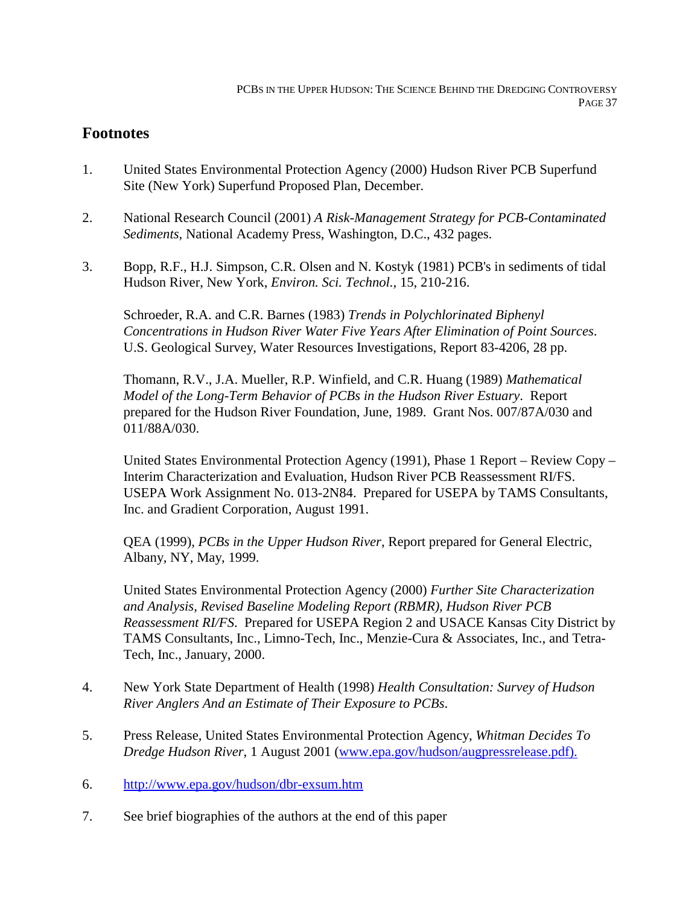## Footnotes

1. United States Environmental Protection Agency (2000) Hudson River PCB Superfund Site (New York) Superfund Proposed Plan, December.

2. National Research Council (2001) *A Risk-Management Strategy for PCB-Contaminated Sediments*, National Academy Press, Washington, D.C., 432 pages.

3. Bopp, R.F., H.J. Simpson, C.R. Olsen and N. Kostyk (1981) PCB's in sediments of tidal Hudson River, New York, *Environ. Sci. Technol.*, 15, 210-216.

   Schroeder, R.A. and C.R. Barnes (1983) *Trends in Polychlorinated Biphenyl Concentrations in Hudson River Water Five Years After Elimination of Point Sources*. U.S. Geological Survey, Water Resources Investigations, Report 83-4206, 28 pp.

   Thomann, R.V., J.A. Mueller, R.P. Winfield, and C.R. Huang (1989) *Mathematical Model of the Long-Term Behavior of PCBs in the Hudson River Estuary*. Report prepared for the Hudson River Foundation, June, 1989. Grant Nos. 007/87A/030 and 011/88A/030.

   United States Environmental Protection Agency (1991), Phase 1 Report – Review Copy – Interim Characterization and Evaluation, Hudson River PCB Reassessment RI/FS. USEPA Work Assignment No. 013-2N84. Prepared for USEPA by TAMS Consultants, Inc. and Gradient Corporation, August 1991.

   QEA (1999), *PCBs in the Upper Hudson River*, Report prepared for General Electric, Albany, NY, May, 1999.

   United States Environmental Protection Agency (2000) *Further Site Characterization and Analysis, Revised Baseline Modeling Report (RBMR), Hudson River PCB Reassessment RI/FS*. Prepared for USEPA Region 2 and USACE Kansas City District by TAMS Consultants, Inc., Limno-Tech, Inc., Menzie-Cura & Associates, Inc., and Tetra-Tech, Inc., January, 2000.

4. New York State Department of Health (1998) *Health Consultation: Survey of Hudson River Anglers And an Estimate of Their Exposure to PCBs*.

5. Press Release, United States Environmental Protection Agency, *Whitman Decides To Dredge Hudson River*, 1 August 2001 (www.epa.gov/hudson/augpressrelease.pdf).

6. http://www.epa.gov/hudson/dbr-exsum.htm

7. See brief biographies of the authors at the end of this paper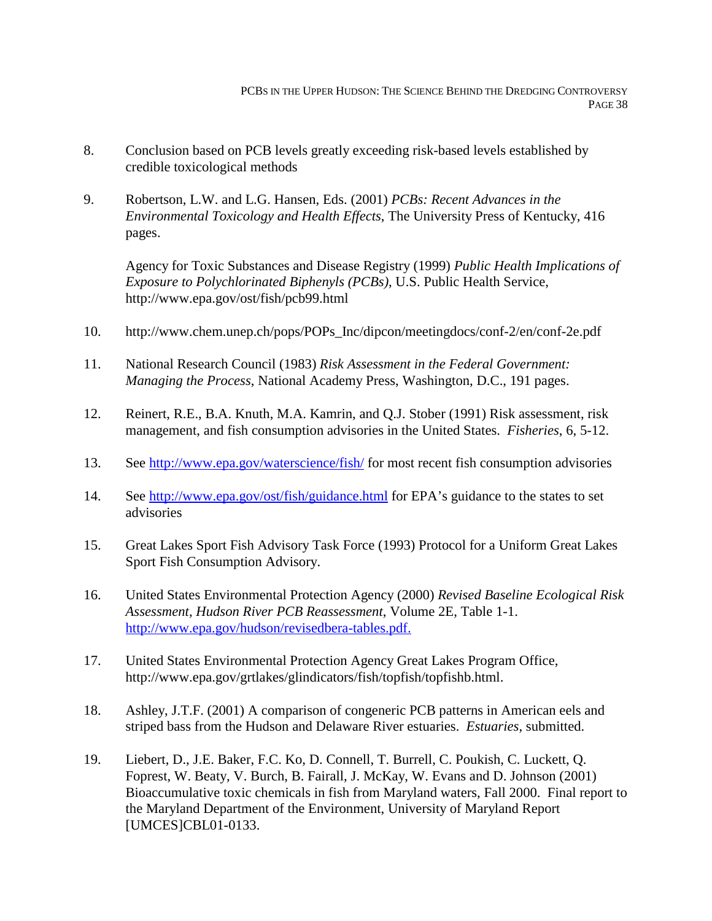8. Conclusion based on PCB levels greatly exceeding risk-based levels established by credible toxicological methods

9. Robertson, L.W. and L.G. Hansen, Eds. (2001) *PCBs: Recent Advances in the Environmental Toxicology and Health Effects*, The University Press of Kentucky, 416 pages.

   Agency for Toxic Substances and Disease Registry (1999) *Public Health Implications of Exposure to Polychlorinated Biphenyls (PCBs)*, U.S. Public Health Service, http://www.epa.gov/ost/fish/pcb99.html

10. http://www.chem.unep.ch/pops/POPs_Inc/dipcon/meetingdocs/conf-2/en/conf-2e.pdf

11. National Research Council (1983) *Risk Assessment in the Federal Government: Managing the Process*, National Academy Press, Washington, D.C., 191 pages.

12. Reinert, R.E., B.A. Knuth, M.A. Kamrin, and Q.J. Stober (1991) Risk assessment, risk management, and fish consumption advisories in the United States. *Fisheries*, 6, 5-12.

13. See http://www.epa.gov/waterscience/fish/ for most recent fish consumption advisories

14. See http://www.epa.gov/ost/fish/guidance.html for EPA's guidance to the states to set advisories

15. Great Lakes Sport Fish Advisory Task Force (1993) Protocol for a Uniform Great Lakes Sport Fish Consumption Advisory.

16. United States Environmental Protection Agency (2000) *Revised Baseline Ecological Risk Assessment, Hudson River PCB Reassessment*, Volume 2E, Table 1-1. http://www.epa.gov/hudson/revisedbera-tables.pdf.

17. United States Environmental Protection Agency Great Lakes Program Office, http://www.epa.gov/grtlakes/glindicators/fish/topfish/topfishb.html.

18. Ashley, J.T.F. (2001) A comparison of congeneric PCB patterns in American eels and striped bass from the Hudson and Delaware River estuaries. *Estuaries*, submitted.

19. Liebert, D., J.E. Baker, F.C. Ko, D. Connell, T. Burrell, C. Poukish, C. Luckett, Q. Foprest, W. Beaty, V. Burch, B. Fairall, J. McKay, W. Evans and D. Johnson (2001) Bioaccumulative toxic chemicals in fish from Maryland waters, Fall 2000. Final report to the Maryland Department of the Environment, University of Maryland Report [UMCES]CBL01-0133.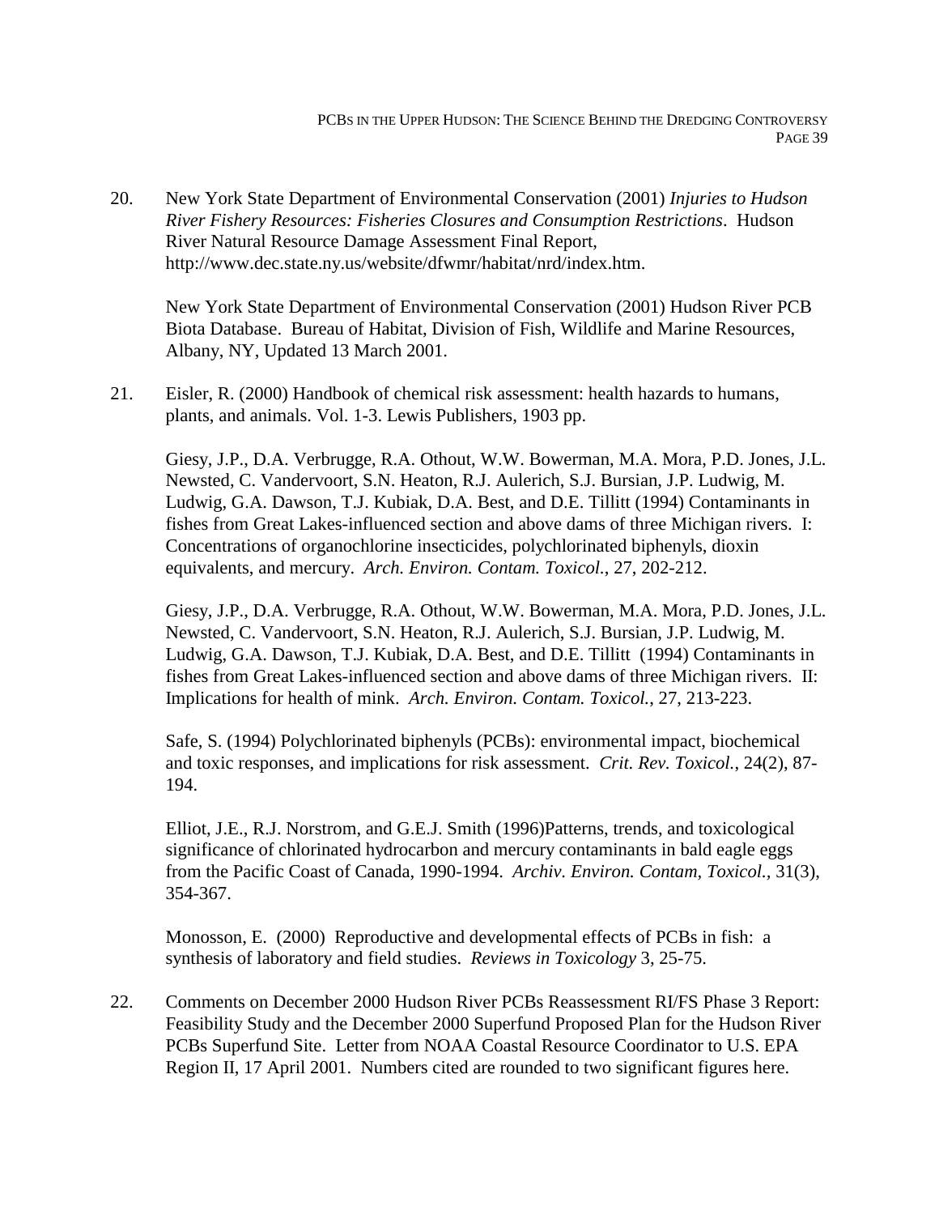20. New York State Department of Environmental Conservation (2001) *Injuries to Hudson River Fishery Resources: Fisheries Closures and Consumption Restrictions*. Hudson River Natural Resource Damage Assessment Final Report, http://www.dec.state.ny.us/website/dfwmr/habitat/nrd/index.htm.

    New York State Department of Environmental Conservation (2001) Hudson River PCB Biota Database. Bureau of Habitat, Division of Fish, Wildlife and Marine Resources, Albany, NY, Updated 13 March 2001.

21. Eisler, R. (2000) Handbook of chemical risk assessment: health hazards to humans, plants, and animals. Vol. 1-3. Lewis Publishers, 1903 pp.

    Giesy, J.P., D.A. Verbrugge, R.A. Othout, W.W. Bowerman, M.A. Mora, P.D. Jones, J.L. Newsted, C. Vandervoort, S.N. Heaton, R.J. Aulerich, S.J. Bursian, J.P. Ludwig, M. Ludwig, G.A. Dawson, T.J. Kubiak, D.A. Best, and D.E. Tillitt (1994) Contaminants in fishes from Great Lakes-influenced section and above dams of three Michigan rivers. I: Concentrations of organochlorine insecticides, polychlorinated biphenyls, dioxin equivalents, and mercury. *Arch. Environ. Contam. Toxicol.*, 27, 202-212.

    Giesy, J.P., D.A. Verbrugge, R.A. Othout, W.W. Bowerman, M.A. Mora, P.D. Jones, J.L. Newsted, C. Vandervoort, S.N. Heaton, R.J. Aulerich, S.J. Bursian, J.P. Ludwig, M. Ludwig, G.A. Dawson, T.J. Kubiak, D.A. Best, and D.E. Tillitt (1994) Contaminants in fishes from Great Lakes-influenced section and above dams of three Michigan rivers. II: Implications for health of mink. *Arch. Environ. Contam. Toxicol.*, 27, 213-223.

    Safe, S. (1994) Polychlorinated biphenyls (PCBs): environmental impact, biochemical and toxic responses, and implications for risk assessment. *Crit. Rev. Toxicol.*, 24(2), 87-194.

    Elliot, J.E., R.J. Norstrom, and G.E.J. Smith (1996)Patterns, trends, and toxicological significance of chlorinated hydrocarbon and mercury contaminants in bald eagle eggs from the Pacific Coast of Canada, 1990-1994. *Archiv. Environ. Contam, Toxicol.*, 31(3), 354-367.

    Monosson, E. (2000) Reproductive and developmental effects of PCBs in fish: a synthesis of laboratory and field studies. *Reviews in Toxicology* 3, 25-75.

22. Comments on December 2000 Hudson River PCBs Reassessment RI/FS Phase 3 Report: Feasibility Study and the December 2000 Superfund Proposed Plan for the Hudson River PCBs Superfund Site. Letter from NOAA Coastal Resource Coordinator to U.S. EPA Region II, 17 April 2001. Numbers cited are rounded to two significant figures here.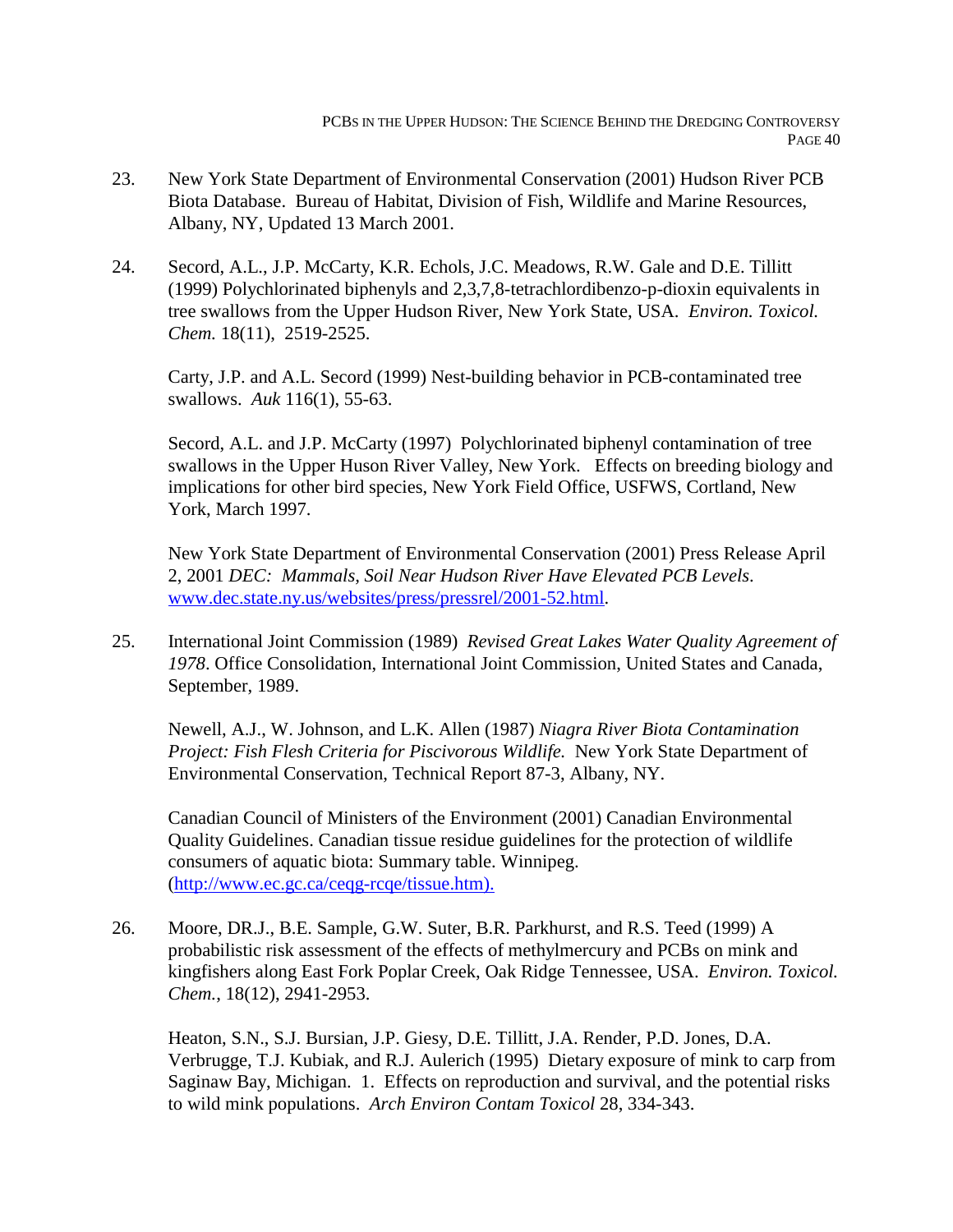23. New York State Department of Environmental Conservation (2001) Hudson River PCB Biota Database. Bureau of Habitat, Division of Fish, Wildlife and Marine Resources, Albany, NY, Updated 13 March 2001.

24. Secord, A.L., J.P. McCarty, K.R. Echols, J.C. Meadows, R.W. Gale and D.E. Tillitt (1999) Polychlorinated biphenyls and 2,3,7,8-tetrachlordibenzo-p-dioxin equivalents in tree swallows from the Upper Hudson River, New York State, USA. *Environ. Toxicol. Chem.* 18(11), 2519-2525.

    Carty, J.P. and A.L. Secord (1999) Nest-building behavior in PCB-contaminated tree swallows. *Auk* 116(1), 55-63.

    Secord, A.L. and J.P. McCarty (1997) Polychlorinated biphenyl contamination of tree swallows in the Upper Huson River Valley, New York. Effects on breeding biology and implications for other bird species, New York Field Office, USFWS, Cortland, New York, March 1997.

    New York State Department of Environmental Conservation (2001) Press Release April 2, 2001 *DEC: Mammals, Soil Near Hudson River Have Elevated PCB Levels*. www.dec.state.ny.us/websites/press/pressrel/2001-52.html.

25. International Joint Commission (1989) *Revised Great Lakes Water Quality Agreement of 1978*. Office Consolidation, International Joint Commission, United States and Canada, September, 1989.

    Newell, A.J., W. Johnson, and L.K. Allen (1987) *Niagra River Biota Contamination Project: Fish Flesh Criteria for Piscivorous Wildlife.* New York State Department of Environmental Conservation, Technical Report 87-3, Albany, NY.

    Canadian Council of Ministers of the Environment (2001) Canadian Environmental Quality Guidelines. Canadian tissue residue guidelines for the protection of wildlife consumers of aquatic biota: Summary table. Winnipeg. (http://www.ec.gc.ca/ceqg-rcqe/tissue.htm).

26. Moore, DR.J., B.E. Sample, G.W. Suter, B.R. Parkhurst, and R.S. Teed (1999) A probabilistic risk assessment of the effects of methylmercury and PCBs on mink and kingfishers along East Fork Poplar Creek, Oak Ridge Tennessee, USA. *Environ. Toxicol. Chem.*, 18(12), 2941-2953.

    Heaton, S.N., S.J. Bursian, J.P. Giesy, D.E. Tillitt, J.A. Render, P.D. Jones, D.A. Verbrugge, T.J. Kubiak, and R.J. Aulerich (1995) Dietary exposure of mink to carp from Saginaw Bay, Michigan. 1. Effects on reproduction and survival, and the potential risks to wild mink populations. *Arch Environ Contam Toxicol* 28, 334-343.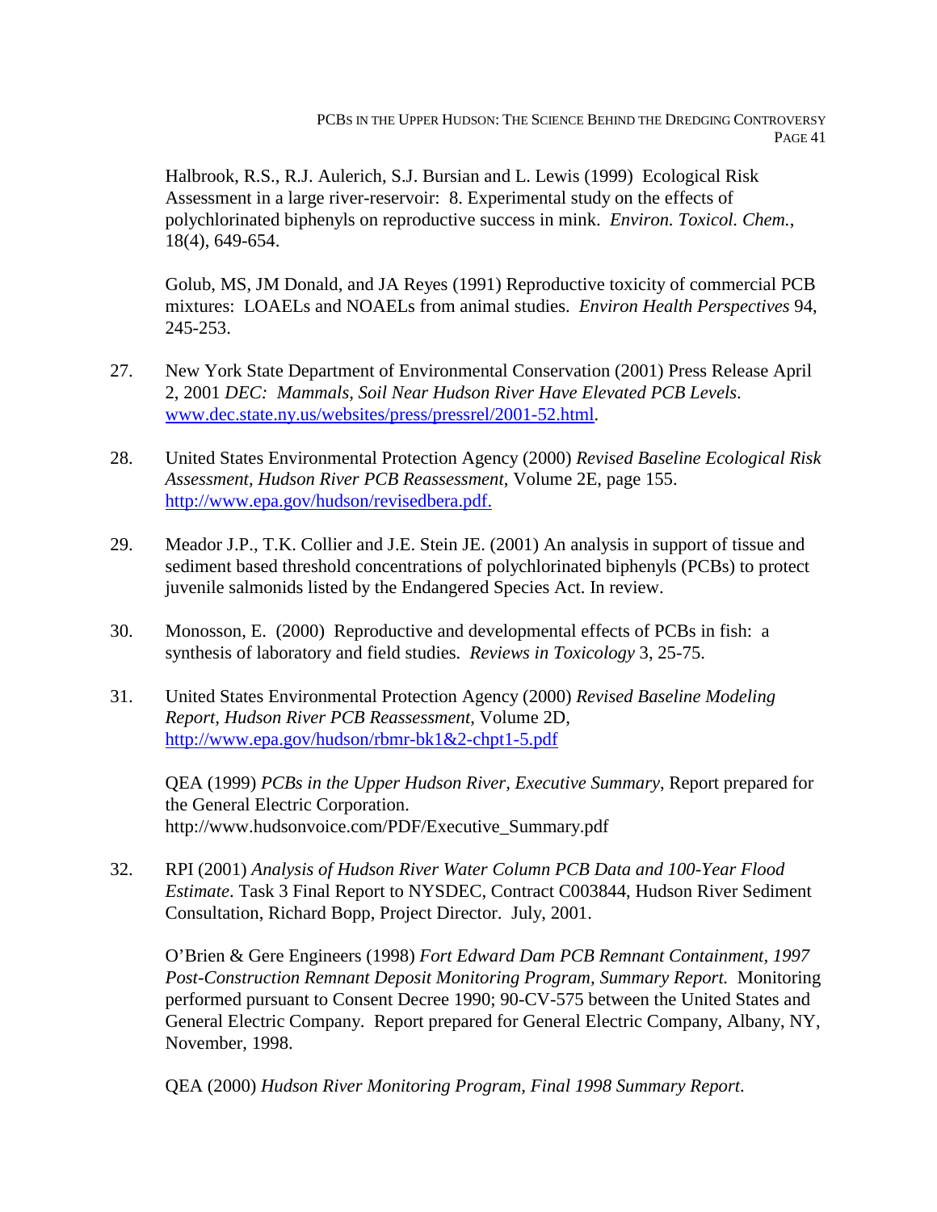Halbrook, R.S., R.J. Aulerich, S.J. Bursian and L. Lewis (1999) Ecological Risk Assessment in a large river-reservoir: 8. Experimental study on the effects of polychlorinated biphenyls on reproductive success in mink. *Environ. Toxicol. Chem.*, 18(4), 649-654.

Golub, MS, JM Donald, and JA Reyes (1991) Reproductive toxicity of commercial PCB mixtures: LOAELs and NOAELs from animal studies. *Environ Health Perspectives* 94, 245-253.

27. New York State Department of Environmental Conservation (2001) Press Release April 2, 2001 *DEC: Mammals, Soil Near Hudson River Have Elevated PCB Levels*. [www.dec.state.ny.us/websites/press/pressrel/2001-52.html](www.dec.state.ny.us/websites/press/pressrel/2001-52.html).

28. United States Environmental Protection Agency (2000) *Revised Baseline Ecological Risk Assessment, Hudson River PCB Reassessment*, Volume 2E, page 155. [http://www.epa.gov/hudson/revisedbera.pdf.](http://www.epa.gov/hudson/revisedbera.pdf)

29. Meador J.P., T.K. Collier and J.E. Stein JE. (2001) An analysis in support of tissue and sediment based threshold concentrations of polychlorinated biphenyls (PCBs) to protect juvenile salmonids listed by the Endangered Species Act. In review.

30. Monosson, E. (2000) Reproductive and developmental effects of PCBs in fish: a synthesis of laboratory and field studies. *Reviews in Toxicology* 3, 25-75.

31. United States Environmental Protection Agency (2000) *Revised Baseline Modeling Report, Hudson River PCB Reassessment*, Volume 2D, [http://www.epa.gov/hudson/rbmr-bk1&2-chpt1-5.pdf](http://www.epa.gov/hudson/rbmr-bk1&2-chpt1-5.pdf)

    QEA (1999) *PCBs in the Upper Hudson River, Executive Summary*, Report prepared for the General Electric Corporation. http://www.hudsonvoice.com/PDF/Executive_Summary.pdf

32. RPI (2001) *Analysis of Hudson River Water Column PCB Data and 100-Year Flood Estimate*. Task 3 Final Report to NYSDEC, Contract C003844, Hudson River Sediment Consultation, Richard Bopp, Project Director. July, 2001.

    O'Brien & Gere Engineers (1998) *Fort Edward Dam PCB Remnant Containment, 1997 Post-Construction Remnant Deposit Monitoring Program, Summary Report.* Monitoring performed pursuant to Consent Decree 1990; 90-CV-575 between the United States and General Electric Company. Report prepared for General Electric Company, Albany, NY, November, 1998.

    QEA (2000) *Hudson River Monitoring Program, Final 1998 Summary Report*.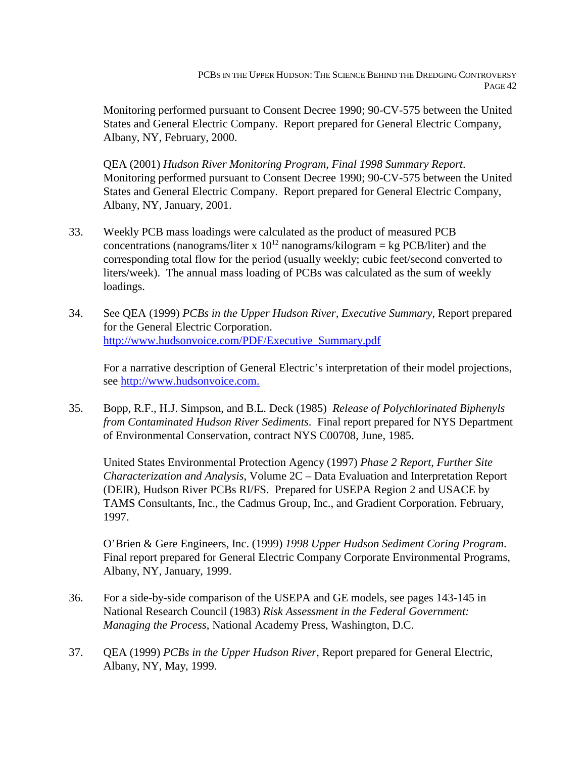Monitoring performed pursuant to Consent Decree 1990; 90-CV-575 between the United States and General Electric Company. Report prepared for General Electric Company, Albany, NY, February, 2000.

QEA (2001) *Hudson River Monitoring Program, Final 1998 Summary Report*. Monitoring performed pursuant to Consent Decree 1990; 90-CV-575 between the United States and General Electric Company. Report prepared for General Electric Company, Albany, NY, January, 2001.

33. Weekly PCB mass loadings were calculated as the product of measured PCB concentrations (nanograms/liter x $10^{12}$ nanograms/kilogram = kg PCB/liter) and the corresponding total flow for the period (usually weekly; cubic feet/second converted to liters/week). The annual mass loading of PCBs was calculated as the sum of weekly loadings.

34. See QEA (1999) *PCBs in the Upper Hudson River, Executive Summary*, Report prepared for the General Electric Corporation. [http://www.hudsonvoice.com/PDF/Executive_Summary.pdf](http://www.hudsonvoice.com/PDF/Executive_Summary.pdf)

    For a narrative description of General Electric's interpretation of their model projections, see [http://www.hudsonvoice.com.](http://www.hudsonvoice.com)

35. Bopp, R.F., H.J. Simpson, and B.L. Deck (1985) *Release of Polychlorinated Biphenyls from Contaminated Hudson River Sediments*. Final report prepared for NYS Department of Environmental Conservation, contract NYS C00708, June, 1985.

    United States Environmental Protection Agency (1997) *Phase 2 Report, Further Site Characterization and Analysis*, Volume 2C – Data Evaluation and Interpretation Report (DEIR), Hudson River PCBs RI/FS. Prepared for USEPA Region 2 and USACE by TAMS Consultants, Inc., the Cadmus Group, Inc., and Gradient Corporation. February, 1997.

    O'Brien & Gere Engineers, Inc. (1999) *1998 Upper Hudson Sediment Coring Program*. Final report prepared for General Electric Company Corporate Environmental Programs, Albany, NY, January, 1999.

36. For a side-by-side comparison of the USEPA and GE models, see pages 143-145 in National Research Council (1983) *Risk Assessment in the Federal Government: Managing the Process*, National Academy Press, Washington, D.C.

37. QEA (1999) *PCBs in the Upper Hudson River*, Report prepared for General Electric, Albany, NY, May, 1999.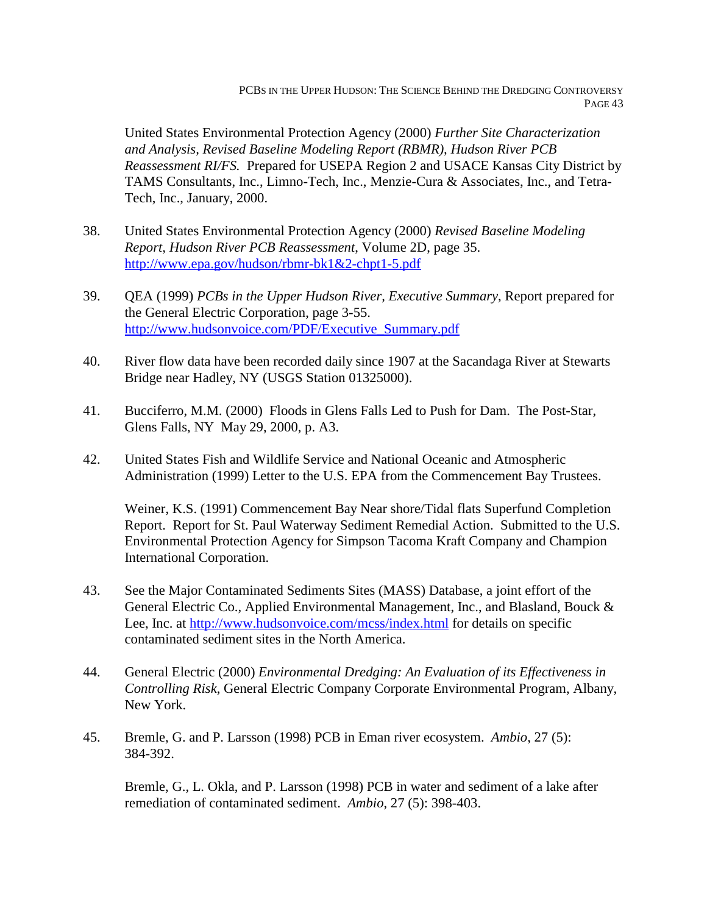United States Environmental Protection Agency (2000) *Further Site Characterization and Analysis, Revised Baseline Modeling Report (RBMR), Hudson River PCB Reassessment RI/FS.* Prepared for USEPA Region 2 and USACE Kansas City District by TAMS Consultants, Inc., Limno-Tech, Inc., Menzie-Cura & Associates, Inc., and Tetra-Tech, Inc., January, 2000.

38. United States Environmental Protection Agency (2000) *Revised Baseline Modeling Report, Hudson River PCB Reassessment*, Volume 2D, page 35. http://www.epa.gov/hudson/rbmr-bk1&2-chpt1-5.pdf

39. QEA (1999) *PCBs in the Upper Hudson River, Executive Summary*, Report prepared for the General Electric Corporation, page 3-55. http://www.hudsonvoice.com/PDF/Executive_Summary.pdf

40. River flow data have been recorded daily since 1907 at the Sacandaga River at Stewarts Bridge near Hadley, NY (USGS Station 01325000).

41. Bucciferro, M.M. (2000) Floods in Glens Falls Led to Push for Dam. The Post-Star, Glens Falls, NY May 29, 2000, p. A3.

42. United States Fish and Wildlife Service and National Oceanic and Atmospheric Administration (1999) Letter to the U.S. EPA from the Commencement Bay Trustees.

    Weiner, K.S. (1991) Commencement Bay Near shore/Tidal flats Superfund Completion Report. Report for St. Paul Waterway Sediment Remedial Action. Submitted to the U.S. Environmental Protection Agency for Simpson Tacoma Kraft Company and Champion International Corporation.

43. See the Major Contaminated Sediments Sites (MASS) Database, a joint effort of the General Electric Co., Applied Environmental Management, Inc., and Blasland, Bouck & Lee, Inc. at http://www.hudsonvoice.com/mcss/index.html for details on specific contaminated sediment sites in the North America.

44. General Electric (2000) *Environmental Dredging: An Evaluation of its Effectiveness in Controlling Risk*, General Electric Company Corporate Environmental Program, Albany, New York.

45. Bremle, G. and P. Larsson (1998) PCB in Eman river ecosystem. *Ambio*, 27 (5): 384-392.

    Bremle, G., L. Okla, and P. Larsson (1998) PCB in water and sediment of a lake after remediation of contaminated sediment. *Ambio*, 27 (5): 398-403.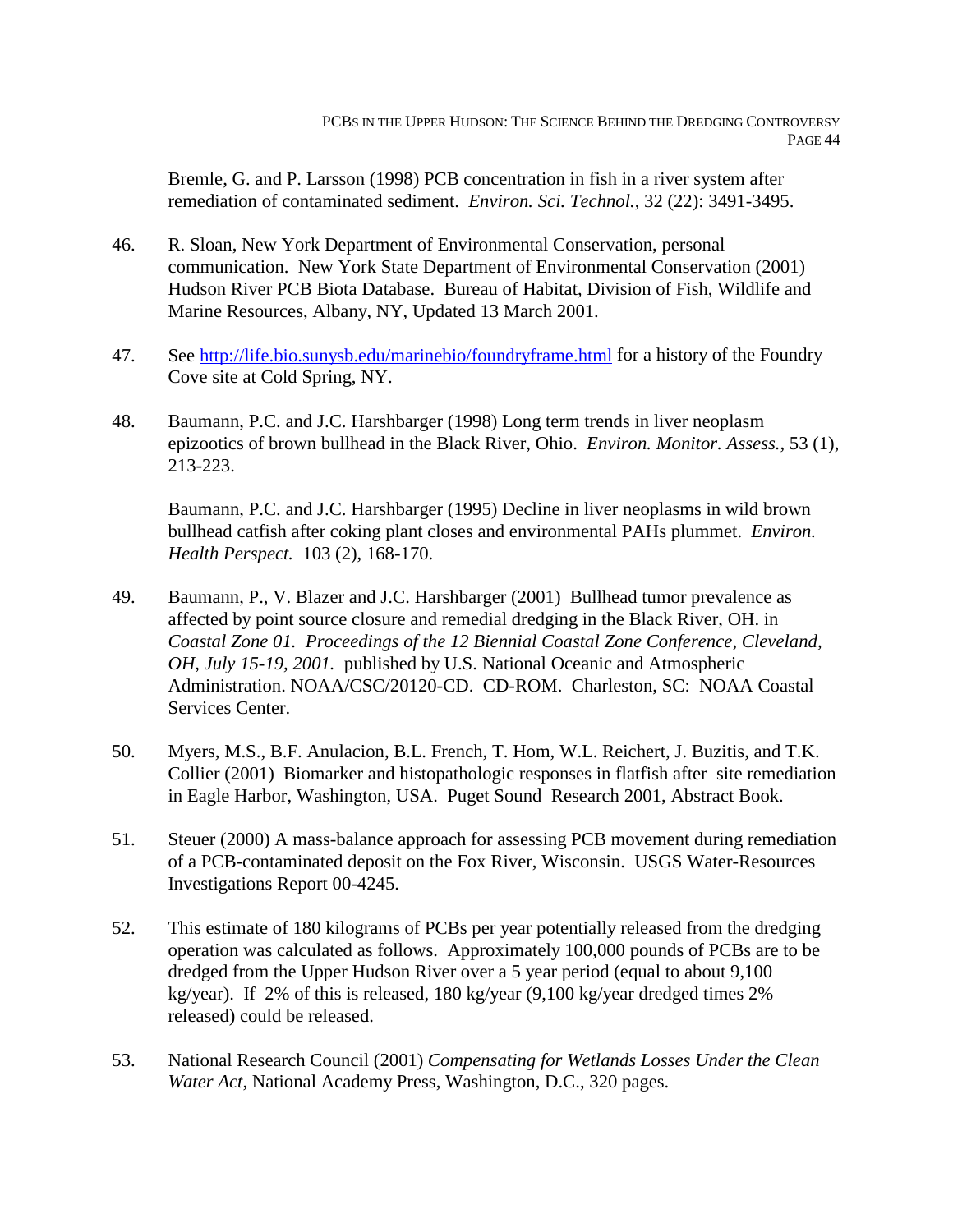Bremle, G. and P. Larsson (1998) PCB concentration in fish in a river system after remediation of contaminated sediment. *Environ. Sci. Technol.*, 32 (22): 3491-3495.

46. R. Sloan, New York Department of Environmental Conservation, personal communication. New York State Department of Environmental Conservation (2001) Hudson River PCB Biota Database. Bureau of Habitat, Division of Fish, Wildlife and Marine Resources, Albany, NY, Updated 13 March 2001.

47. See http://life.bio.sunysb.edu/marinebio/foundryframe.html for a history of the Foundry Cove site at Cold Spring, NY.

48. Baumann, P.C. and J.C. Harshbarger (1998) Long term trends in liver neoplasm epizootics of brown bullhead in the Black River, Ohio. *Environ. Monitor. Assess.*, 53 (1), 213-223.

    Baumann, P.C. and J.C. Harshbarger (1995) Decline in liver neoplasms in wild brown bullhead catfish after coking plant closes and environmental PAHs plummet. *Environ. Health Perspect.* 103 (2), 168-170.

49. Baumann, P., V. Blazer and J.C. Harshbarger (2001) Bullhead tumor prevalence as affected by point source closure and remedial dredging in the Black River, OH. in *Coastal Zone 01. Proceedings of the 12 Biennial Coastal Zone Conference, Cleveland, OH, July 15-19, 2001.* published by U.S. National Oceanic and Atmospheric Administration. NOAA/CSC/20120-CD. CD-ROM. Charleston, SC: NOAA Coastal Services Center.

50. Myers, M.S., B.F. Anulacion, B.L. French, T. Hom, W.L. Reichert, J. Buzitis, and T.K. Collier (2001) Biomarker and histopathologic responses in flatfish after site remediation in Eagle Harbor, Washington, USA. Puget Sound Research 2001, Abstract Book.

51. Steuer (2000) A mass-balance approach for assessing PCB movement during remediation of a PCB-contaminated deposit on the Fox River, Wisconsin. USGS Water-Resources Investigations Report 00-4245.

52. This estimate of 180 kilograms of PCBs per year potentially released from the dredging operation was calculated as follows. Approximately 100,000 pounds of PCBs are to be dredged from the Upper Hudson River over a 5 year period (equal to about 9,100 kg/year). If 2% of this is released, 180 kg/year (9,100 kg/year dredged times 2% released) could be released.

53. National Research Council (2001) *Compensating for Wetlands Losses Under the Clean Water Act*, National Academy Press, Washington, D.C., 320 pages.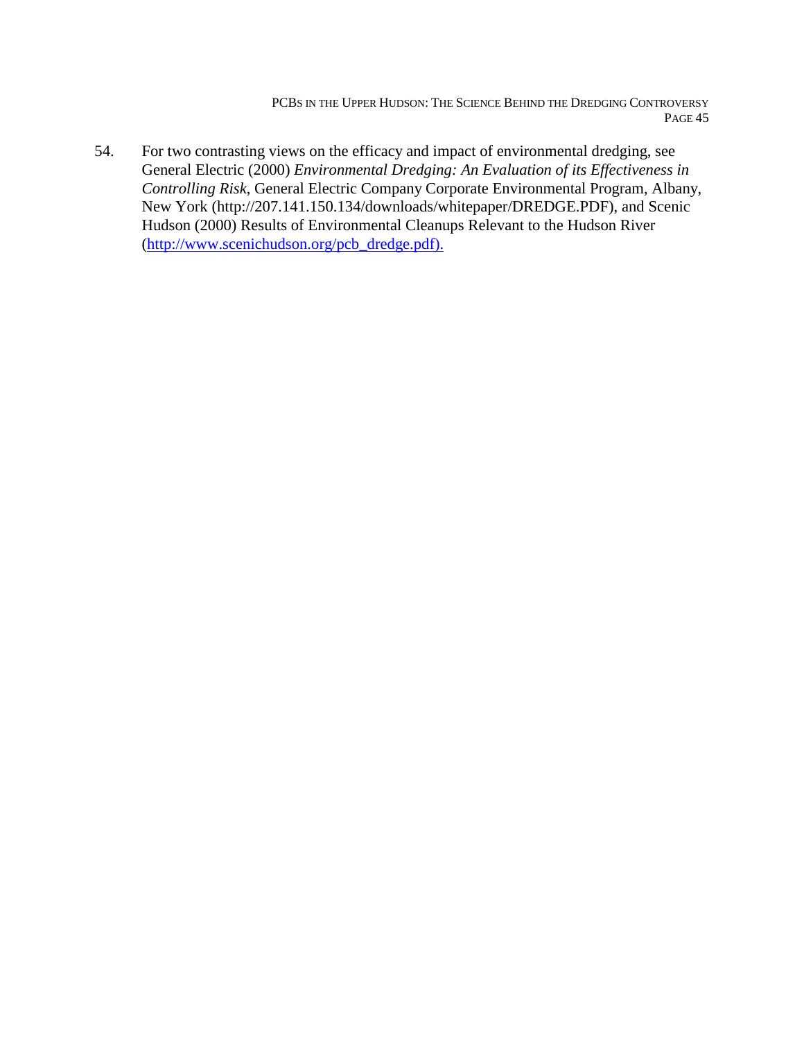54. For two contrasting views on the efficacy and impact of environmental dredging, see General Electric (2000) *Environmental Dredging: An Evaluation of its Effectiveness in Controlling Risk*, General Electric Company Corporate Environmental Program, Albany, New York (http://207.141.150.134/downloads/whitepaper/DREDGE.PDF), and Scenic Hudson (2000) Results of Environmental Cleanups Relevant to the Hudson River (http://www.scenichudson.org/pcb_dredge.pdf).